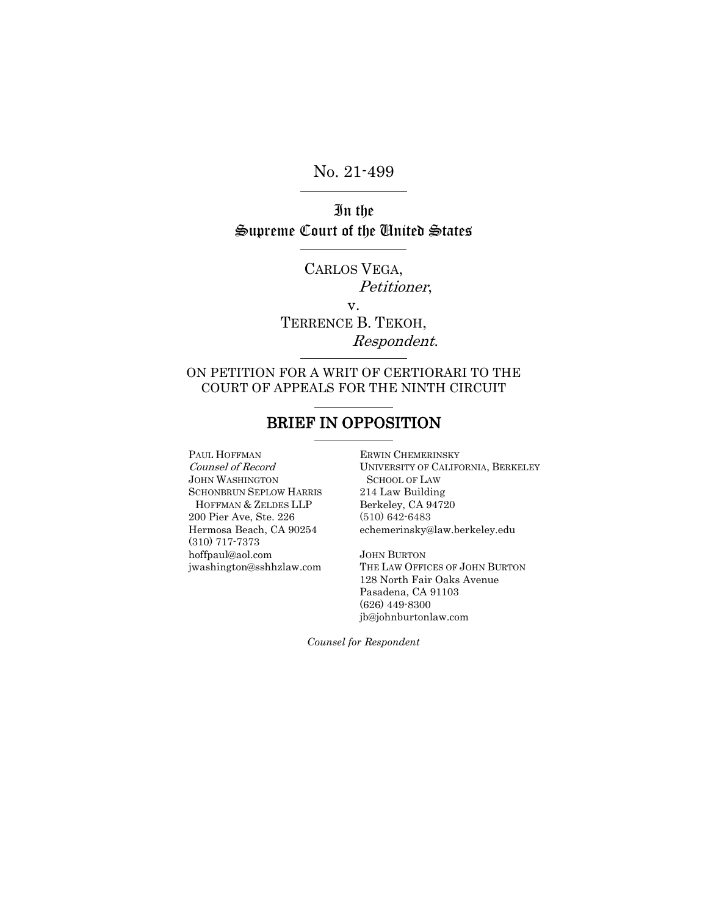No. 21-499

In the
Supreme Court of the United States

CARLOS VEGA,
*Petitioner*,
v.
TERRENCE B. TEKOH,
*Respondent*.

ON PETITION FOR A WRIT OF CERTIORARI TO THE COURT OF APPEALS FOR THE NINTH CIRCUIT

# BRIEF IN OPPOSITION

PAUL HOFFMAN
*Counsel of Record*
JOHN WASHINGTON
SCHONBRUN SEPLOW HARRIS HOFFMAN & ZELDES LLP
200 Pier Ave, Ste. 226
Hermosa Beach, CA 90254
(310) 717-7373
hoffpaul@aol.com
jwashington@sshhzlaw.com

ERWIN CHEMERINSKY
UNIVERSITY OF CALIFORNIA, BERKELEY SCHOOL OF LAW
214 Law Building
Berkeley, CA 94720
(510) 642-6483
echemerinsky@law.berkeley.edu

JOHN BURTON
THE LAW OFFICES OF JOHN BURTON
128 North Fair Oaks Avenue
Pasadena, CA 91103
(626) 449-8300
jb@johnburtonlaw.com

*Counsel for Respondent*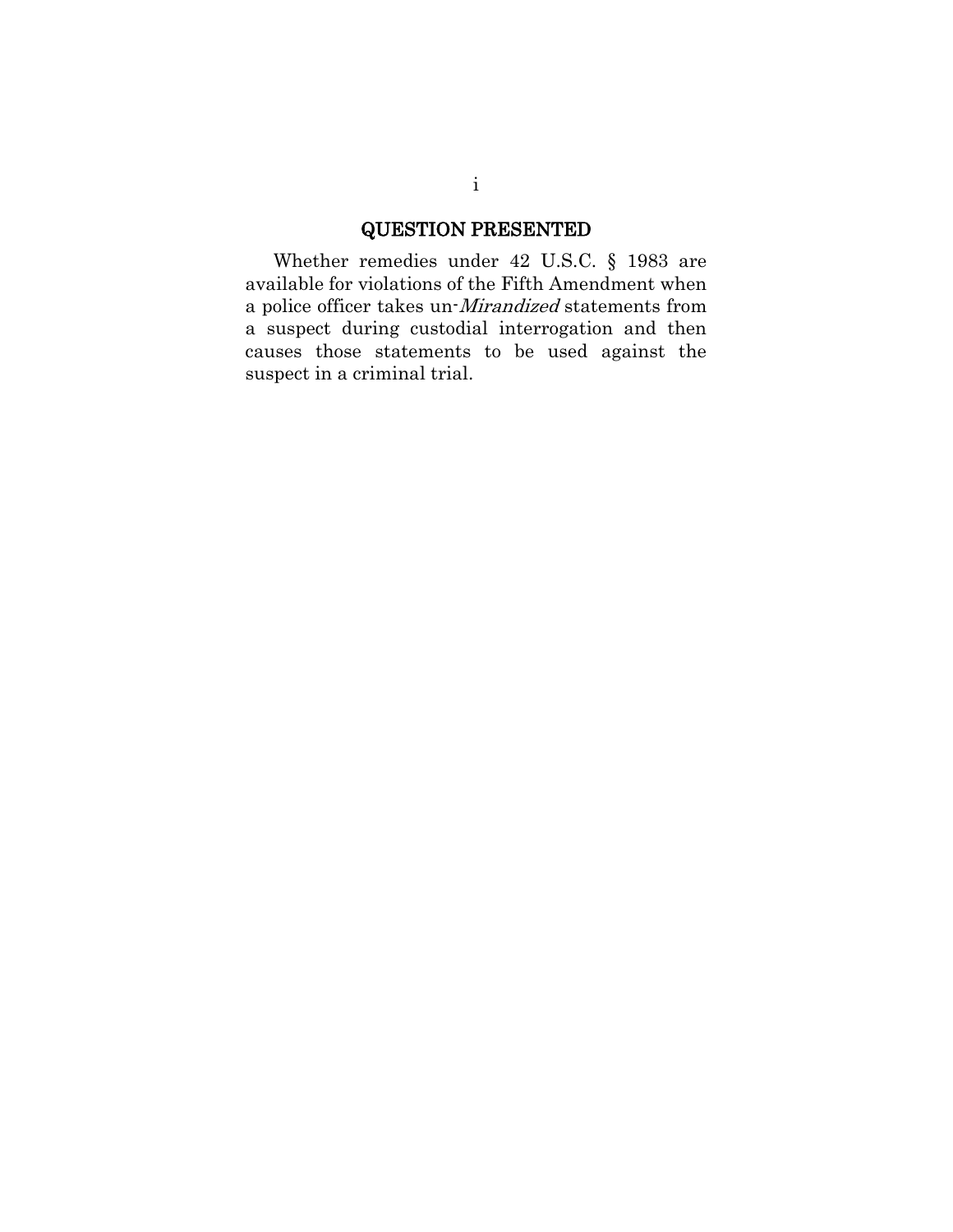## QUESTION PRESENTED

Whether remedies under 42 U.S.C. § 1983 are available for violations of the Fifth Amendment when a police officer takes un-*Mirandized* statements from a suspect during custodial interrogation and then causes those statements to be used against the suspect in a criminal trial.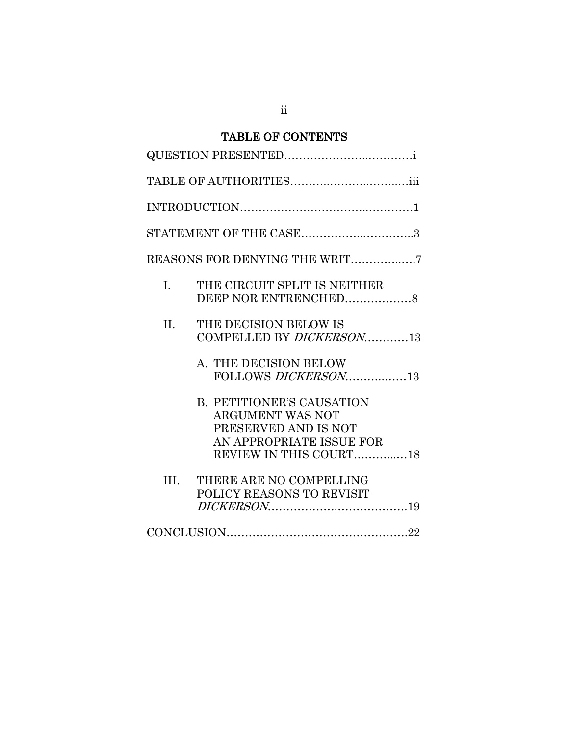# TABLE OF CONTENTS

QUESTION PRESENTED……………………..………….i

TABLE OF AUTHORITIES……………..………..……..iii

INTRODUCTION………………………………...…………1

STATEMENT OF THE CASE…………….…………….3

REASONS FOR DENYING THE WRIT…………..….7

- I. THE CIRCUIT SPLIT IS NEITHER DEEP NOR ENTRENCHED………………8
- II. THE DECISION BELOW IS COMPELLED BY *DICKERSON*…………13
  - A. THE DECISION BELOW FOLLOWS *DICKERSON*…………..……13
  - B. PETITIONER'S CAUSATION ARGUMENT WAS NOT PRESERVED AND IS NOT AN APPROPRIATE ISSUE FOR REVIEW IN THIS COURT…………...…18
- III. THERE ARE NO COMPELLING POLICY REASONS TO REVISIT *DICKERSON*…………………..……………19

CONCLUSION…………………………………………22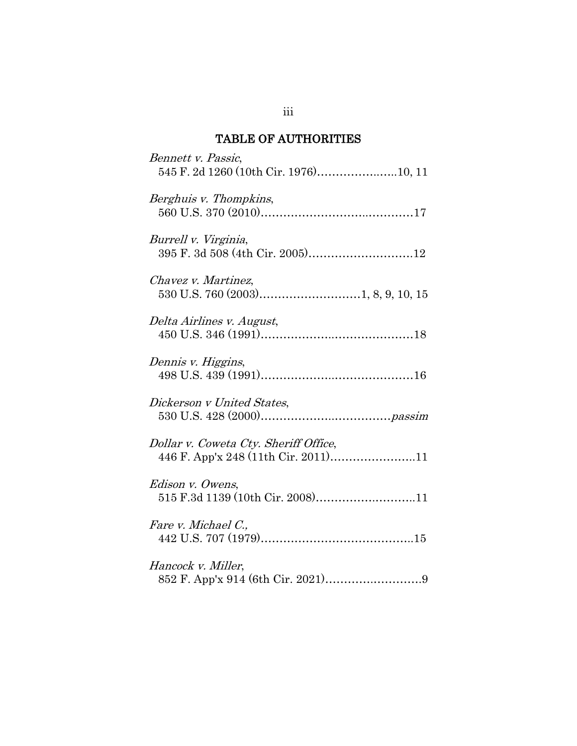## TABLE OF AUTHORITIES

*Bennett v. Passic*,
545 F. 2d 1260 (10th Cir. 1976)……………..….10, 11

*Berghuis v. Thompkins*,
560 U.S. 370 (2010)……………………..…………17

*Burrell v. Virginia*,
395 F. 3d 508 (4th Cir. 2005)……………………….12

*Chavez v. Martinez*,
530 U.S. 760 (2003)………………………1, 8, 9, 10, 15

*Delta Airlines v. August*,
450 U.S. 346 (1991)……………………..……………18

*Dennis v. Higgins*,
498 U.S. 439 (1991)……………………..……………16

*Dickerson v United States*,
530 U.S. 428 (2000)……………….……………*passim*

*Dollar v. Coweta Cty. Sheriff Office*,
446 F. App'x 248 (11th Cir. 2011)…………………..11

*Edison v. Owens*,
515 F.3d 1139 (10th Cir. 2008)……………….……..11

*Fare v. Michael C.,*
442 U.S. 707 (1979)…………………………………..15

*Hancock v. Miller*,
852 F. App'x 914 (6th Cir. 2021)……………..……….9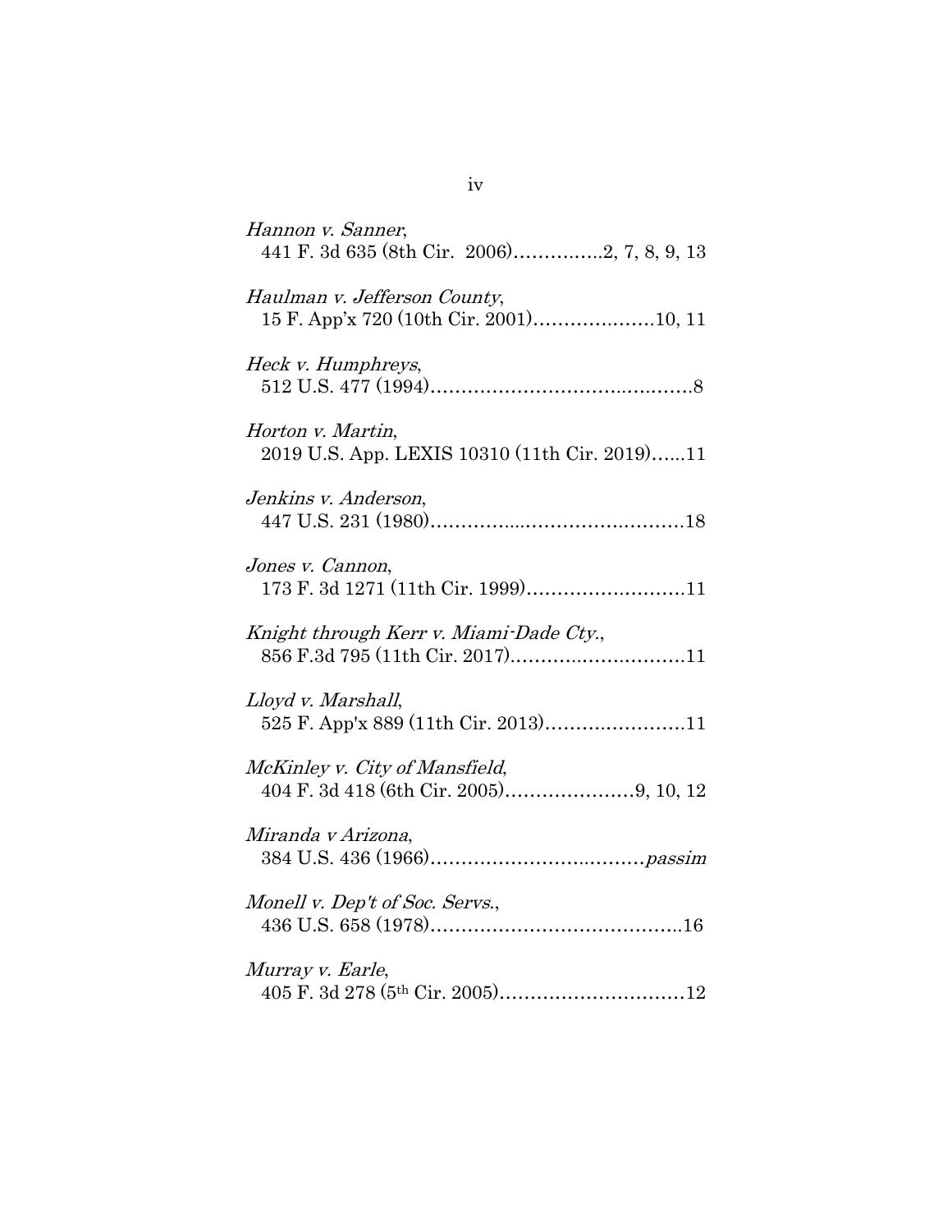*Hannon v. Sanner*,
441 F. 3d 635 (8th Cir. 2006)…………..2, 7, 8, 9, 13

*Haulman v. Jefferson County*,
15 F. App'x 720 (10th Cir. 2001)……………….10, 11

*Heck v. Humphreys*,
512 U.S. 477 (1994)……………………………………8

*Horton v. Martin*,
2019 U.S. App. LEXIS 10310 (11th Cir. 2019)…...11

*Jenkins v. Anderson*,
447 U.S. 231 (1980)……………………………………18

*Jones v. Cannon*,
173 F. 3d 1271 (11th Cir. 1999)……………………11

*Knight through Kerr v. Miami-Dade Cty.*,
856 F.3d 795 (11th Cir. 2017)………………………11

*Lloyd v. Marshall*,
525 F. App'x 889 (11th Cir. 2013)…………………11

*McKinley v. City of Mansfield*,
404 F. 3d 418 (6th Cir. 2005)…………………9, 10, 12

*Miranda v Arizona*,
384 U.S. 436 (1966)……………………………*passim*

*Monell v. Dep't of Soc. Servs.*,
436 U.S. 658 (1978)…………………………………..16

*Murray v. Earle*,
405 F. 3d 278 (5th Cir. 2005)………………………12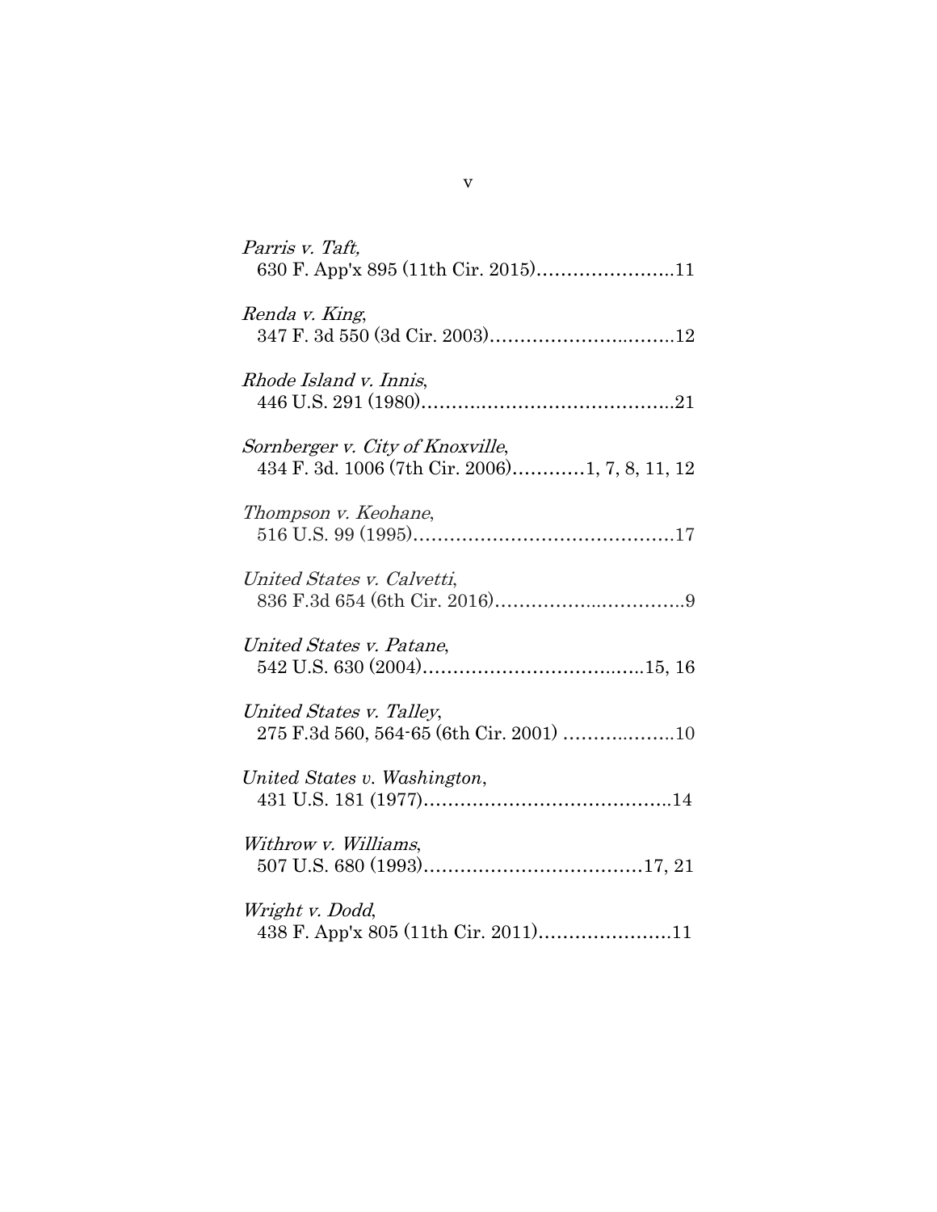*Parris v. Taft*,
630 F. App'x 895 (11th Cir. 2015)…………………..11

*Renda v. King*,
347 F. 3d 550 (3d Cir. 2003)……………………..……..12

*Rhode Island v. Innis*,
446 U.S. 291 (1980)……………………………………..21

*Sornberger v. City of Knoxville*,
434 F. 3d. 1006 (7th Cir. 2006)…………1, 7, 8, 11, 12

*Thompson v. Keohane*,
516 U.S. 99 (1995)……………………………………17

*United States v. Calvetti*,
836 F.3d 654 (6th Cir. 2016)……………...…………..9

*United States v. Patane*,
542 U.S. 630 (2004)……………………………..….15, 16

*United States v. Talley*,
275 F.3d 560, 564-65 (6th Cir. 2001) ……………..….10

*United States v. Washington*,
431 U.S. 181 (1977)…………………………………..14

*Withrow v. Williams*,
507 U.S. 680 (1993)………………………………17, 21

*Wright v. Dodd*,
438 F. App'x 805 (11th Cir. 2011)…………………11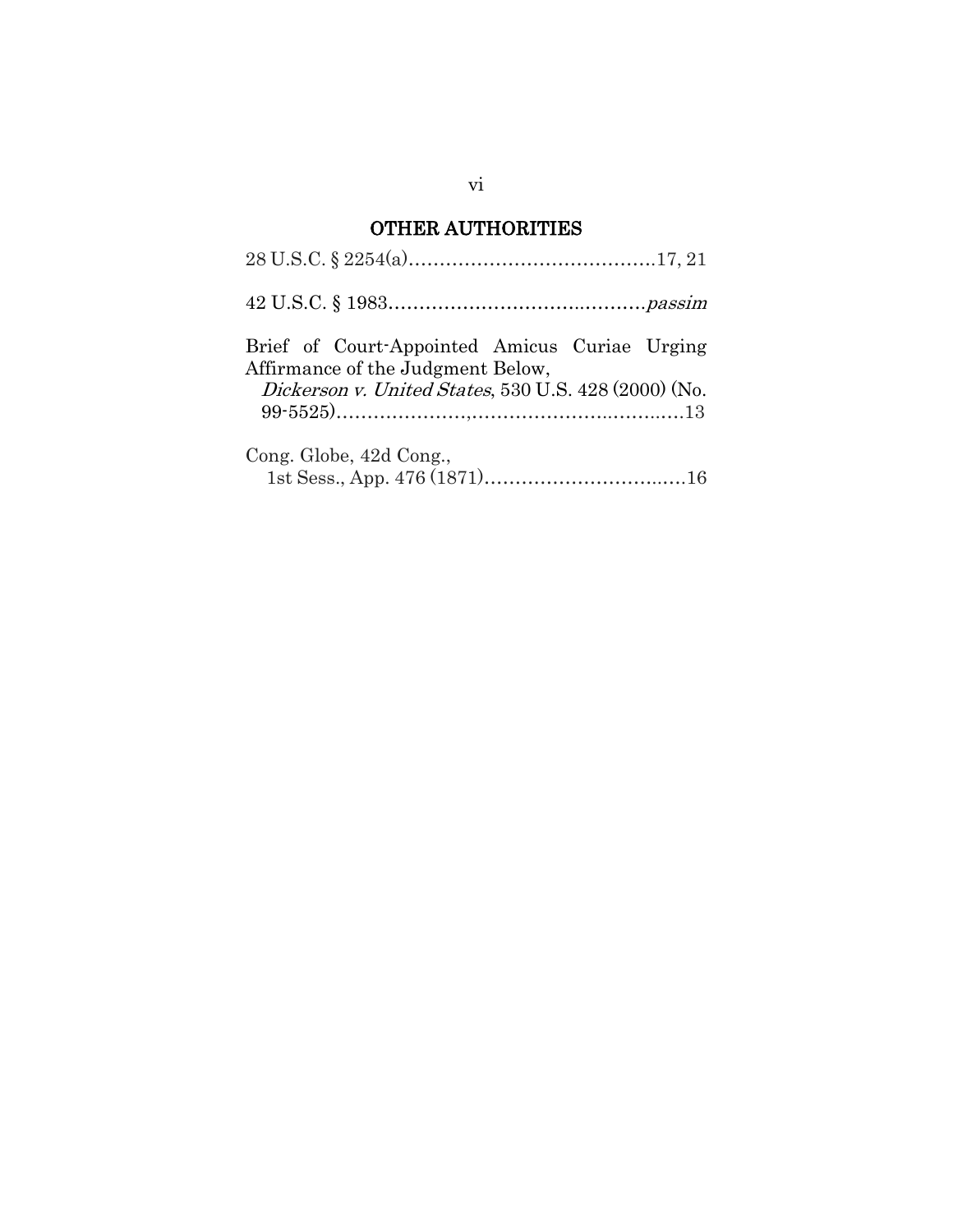## OTHER AUTHORITIES

28 U.S.C. § 2254(a)…………………………………..17, 21

42 U.S.C. § 1983……………………….…………*passim*

Brief of Court-Appointed Amicus Curiae Urging Affirmance of the Judgment Below, *Dickerson v. United States*, 530 U.S. 428 (2000) (No. 99-5525)………………….……………….……….…13

Cong. Globe, 42d Cong., 1st Sess., App. 476 (1871)……………………….…16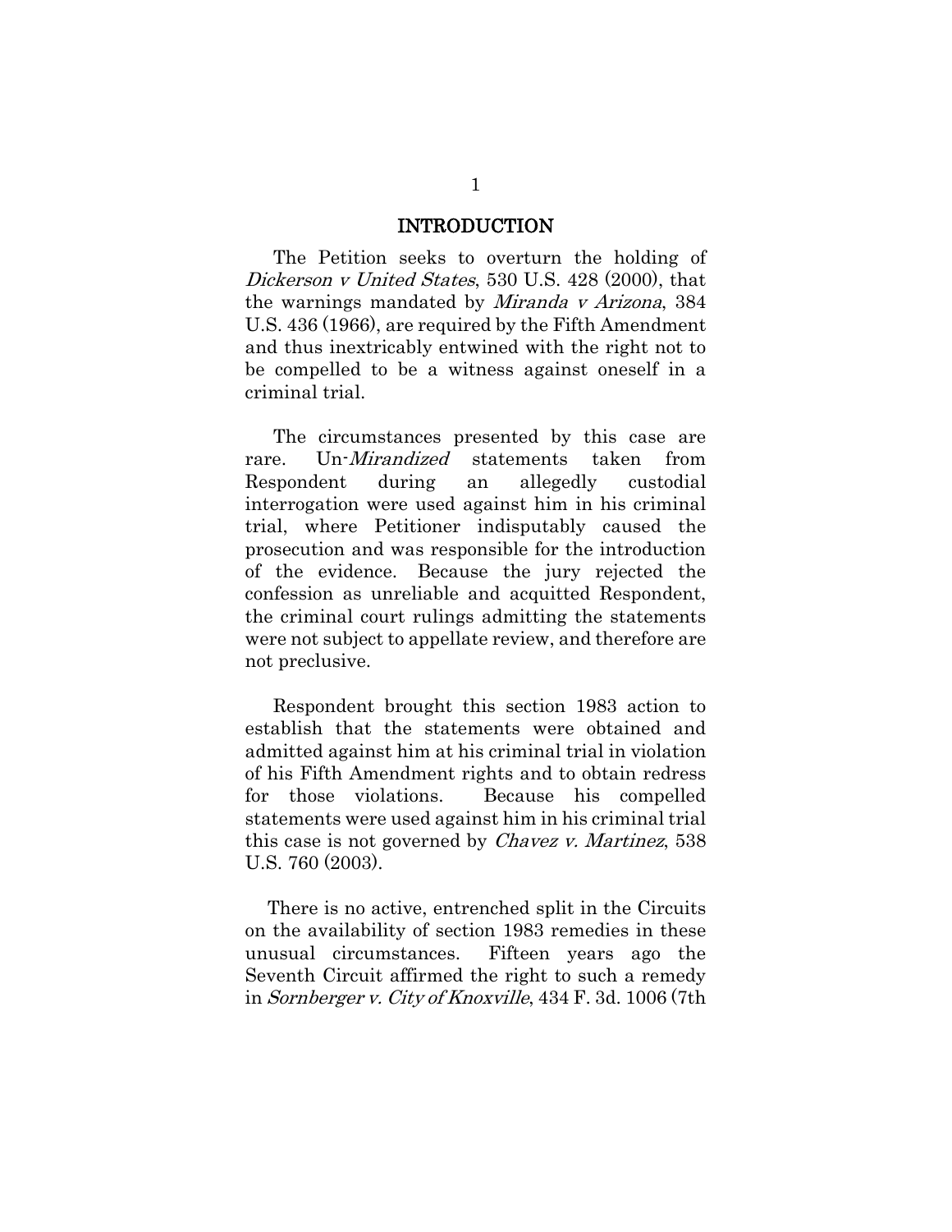## INTRODUCTION

The Petition seeks to overturn the holding of *Dickerson v United States*, 530 U.S. 428 (2000), that the warnings mandated by *Miranda v Arizona*, 384 U.S. 436 (1966), are required by the Fifth Amendment and thus inextricably entwined with the right not to be compelled to be a witness against oneself in a criminal trial.

The circumstances presented by this case are rare. Un-*Mirandized* statements taken from Respondent during an allegedly custodial interrogation were used against him in his criminal trial, where Petitioner indisputably caused the prosecution and was responsible for the introduction of the evidence. Because the jury rejected the confession as unreliable and acquitted Respondent, the criminal court rulings admitting the statements were not subject to appellate review, and therefore are not preclusive.

Respondent brought this section 1983 action to establish that the statements were obtained and admitted against him at his criminal trial in violation of his Fifth Amendment rights and to obtain redress for those violations. Because his compelled statements were used against him in his criminal trial this case is not governed by *Chavez v. Martinez*, 538 U.S. 760 (2003).

There is no active, entrenched split in the Circuits on the availability of section 1983 remedies in these unusual circumstances. Fifteen years ago the Seventh Circuit affirmed the right to such a remedy in *Sornberger v. City of Knoxville*, 434 F. 3d. 1006 (7th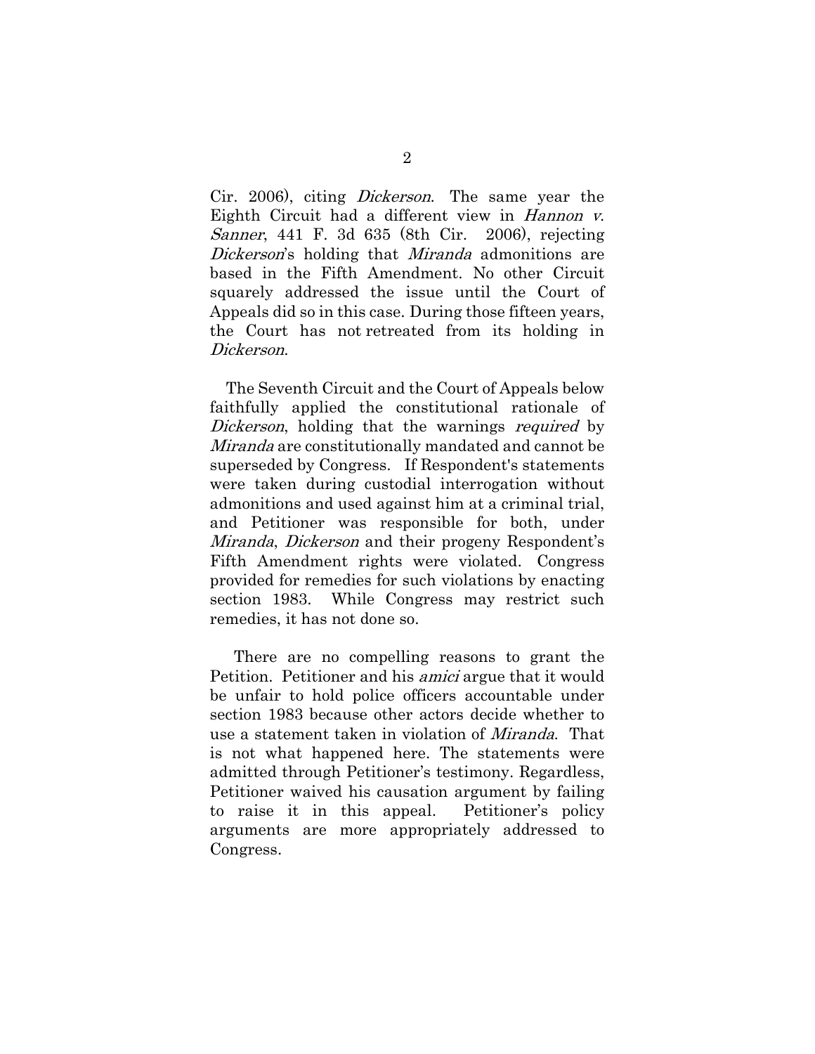Cir. 2006), citing *Dickerson*. The same year the Eighth Circuit had a different view in *Hannon v. Sanner*, 441 F. 3d 635 (8th Cir. 2006), rejecting *Dickerson*'s holding that *Miranda* admonitions are based in the Fifth Amendment. No other Circuit squarely addressed the issue until the Court of Appeals did so in this case. During those fifteen years, the Court has not retreated from its holding in *Dickerson*.

The Seventh Circuit and the Court of Appeals below faithfully applied the constitutional rationale of *Dickerson*, holding that the warnings *required* by *Miranda* are constitutionally mandated and cannot be superseded by Congress. If Respondent's statements were taken during custodial interrogation without admonitions and used against him at a criminal trial, and Petitioner was responsible for both, under *Miranda*, *Dickerson* and their progeny Respondent's Fifth Amendment rights were violated. Congress provided for remedies for such violations by enacting section 1983. While Congress may restrict such remedies, it has not done so.

There are no compelling reasons to grant the Petition. Petitioner and his *amici* argue that it would be unfair to hold police officers accountable under section 1983 because other actors decide whether to use a statement taken in violation of *Miranda*. That is not what happened here. The statements were admitted through Petitioner's testimony. Regardless, Petitioner waived his causation argument by failing to raise it in this appeal. Petitioner's policy arguments are more appropriately addressed to Congress.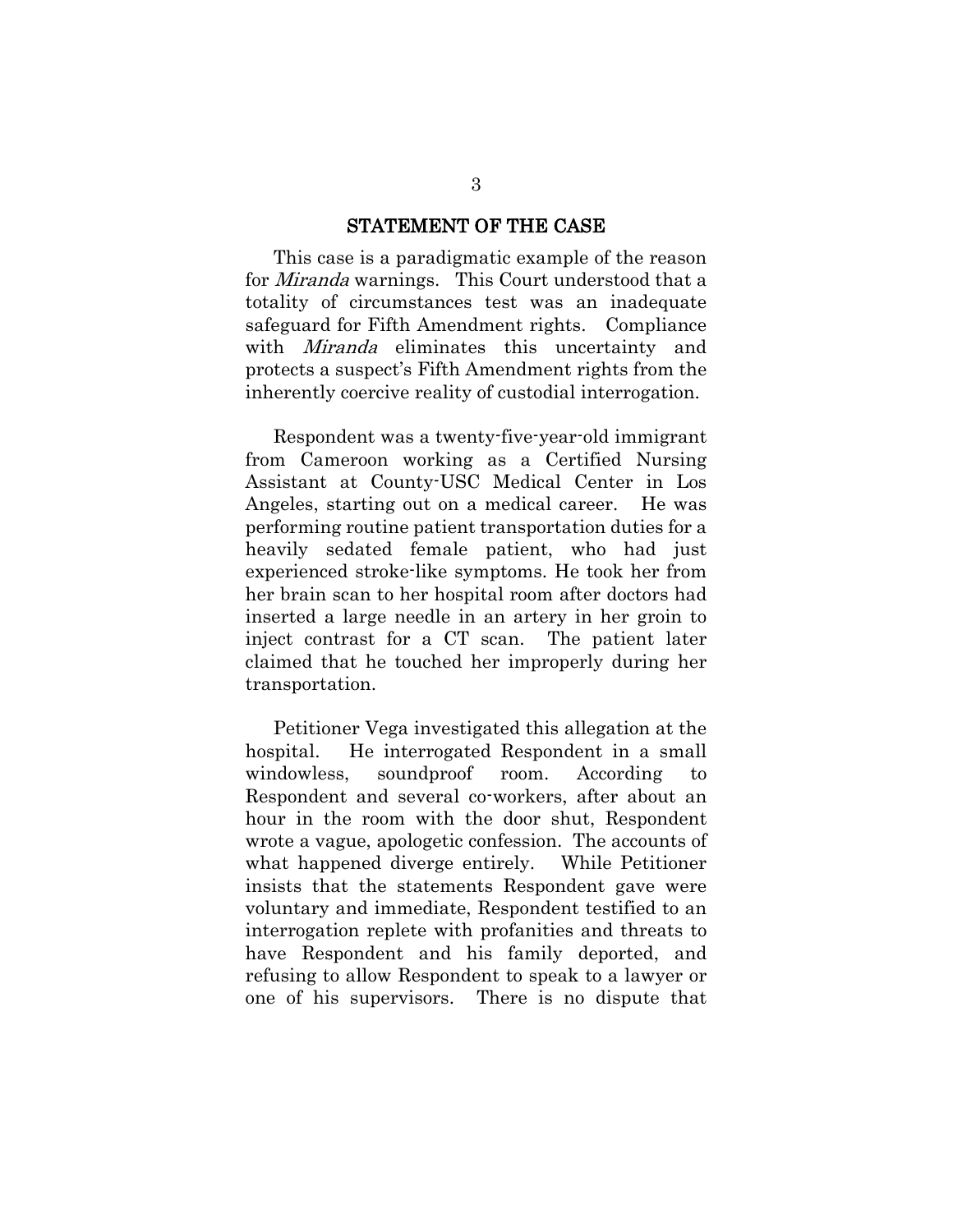## STATEMENT OF THE CASE

This case is a paradigmatic example of the reason for *Miranda* warnings. This Court understood that a totality of circumstances test was an inadequate safeguard for Fifth Amendment rights. Compliance with *Miranda* eliminates this uncertainty and protects a suspect's Fifth Amendment rights from the inherently coercive reality of custodial interrogation.

Respondent was a twenty-five-year-old immigrant from Cameroon working as a Certified Nursing Assistant at County-USC Medical Center in Los Angeles, starting out on a medical career. He was performing routine patient transportation duties for a heavily sedated female patient, who had just experienced stroke-like symptoms. He took her from her brain scan to her hospital room after doctors had inserted a large needle in an artery in her groin to inject contrast for a CT scan. The patient later claimed that he touched her improperly during her transportation.

Petitioner Vega investigated this allegation at the hospital. He interrogated Respondent in a small windowless, soundproof room. According to Respondent and several co-workers, after about an hour in the room with the door shut, Respondent wrote a vague, apologetic confession. The accounts of what happened diverge entirely. While Petitioner insists that the statements Respondent gave were voluntary and immediate, Respondent testified to an interrogation replete with profanities and threats to have Respondent and his family deported, and refusing to allow Respondent to speak to a lawyer or one of his supervisors. There is no dispute that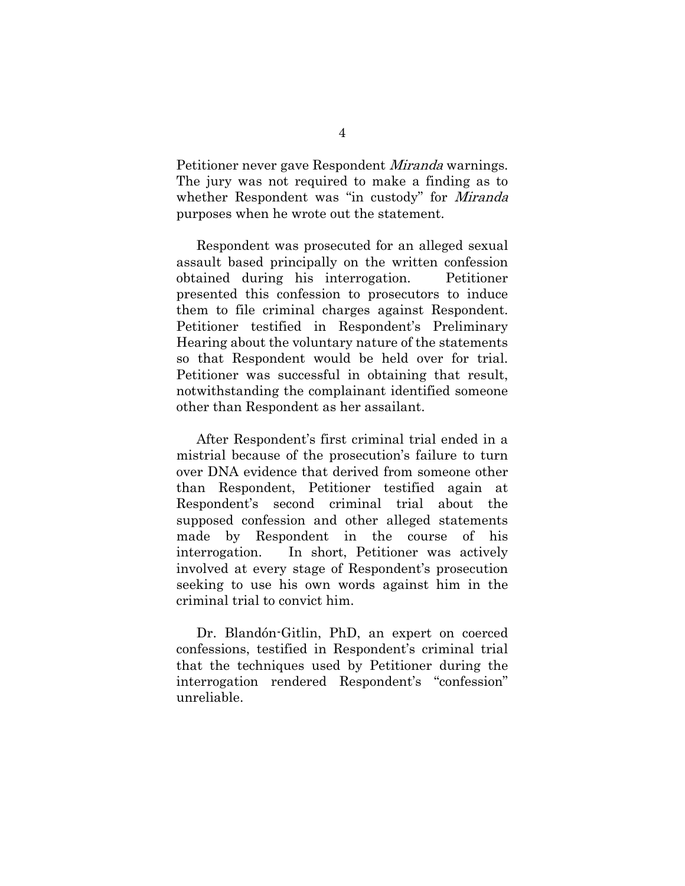Petitioner never gave Respondent *Miranda* warnings. The jury was not required to make a finding as to whether Respondent was "in custody" for *Miranda* purposes when he wrote out the statement.

Respondent was prosecuted for an alleged sexual assault based principally on the written confession obtained during his interrogation. Petitioner presented this confession to prosecutors to induce them to file criminal charges against Respondent. Petitioner testified in Respondent's Preliminary Hearing about the voluntary nature of the statements so that Respondent would be held over for trial. Petitioner was successful in obtaining that result, notwithstanding the complainant identified someone other than Respondent as her assailant.

After Respondent's first criminal trial ended in a mistrial because of the prosecution's failure to turn over DNA evidence that derived from someone other than Respondent, Petitioner testified again at Respondent's second criminal trial about the supposed confession and other alleged statements made by Respondent in the course of his interrogation. In short, Petitioner was actively involved at every stage of Respondent's prosecution seeking to use his own words against him in the criminal trial to convict him.

Dr. Blandón-Gitlin, PhD, an expert on coerced confessions, testified in Respondent's criminal trial that the techniques used by Petitioner during the interrogation rendered Respondent's "confession" unreliable.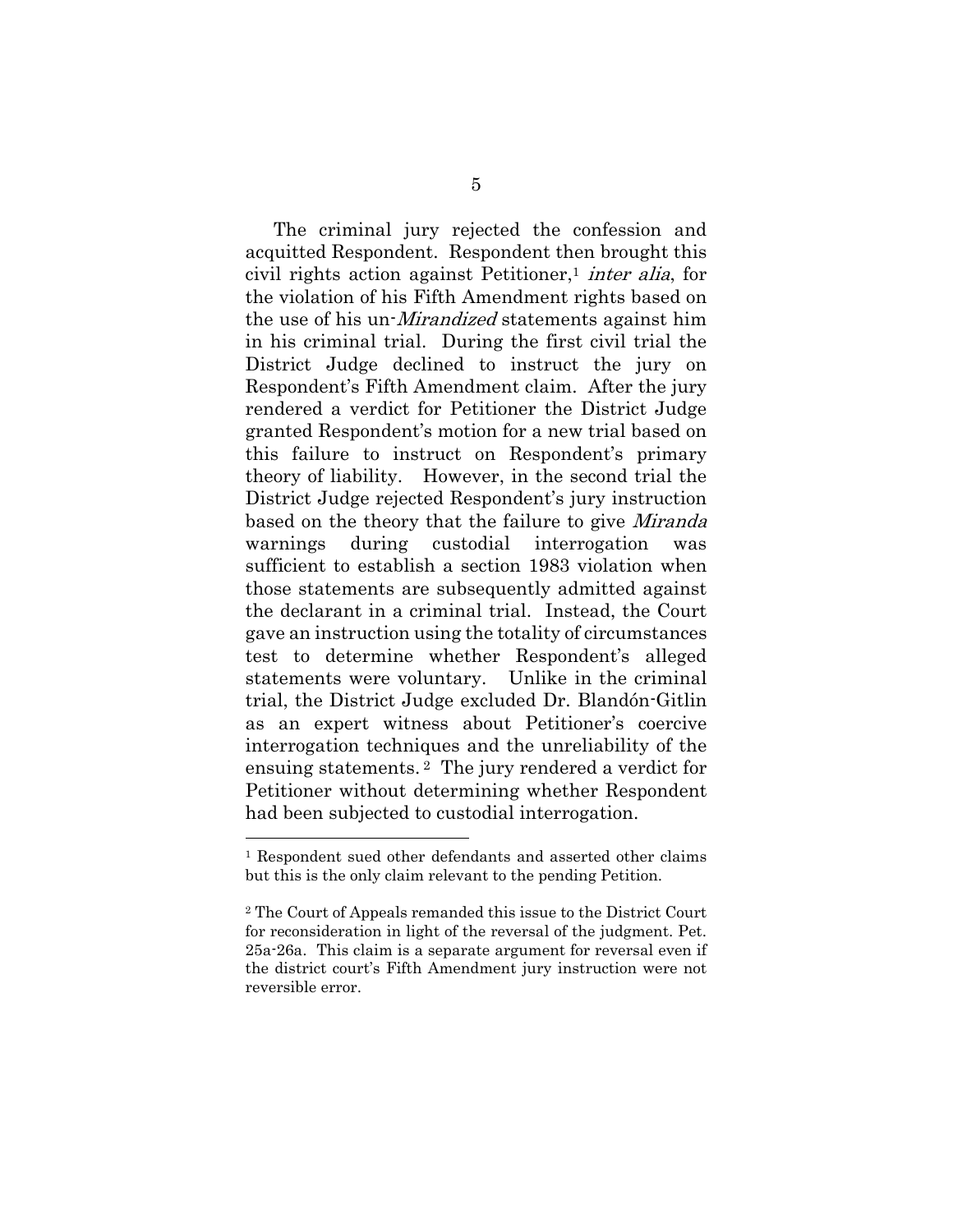The criminal jury rejected the confession and acquitted Respondent. Respondent then brought this civil rights action against Petitioner,[1] *inter alia*, for the violation of his Fifth Amendment rights based on the use of his un-*Mirandized* statements against him in his criminal trial. During the first civil trial the District Judge declined to instruct the jury on Respondent's Fifth Amendment claim. After the jury rendered a verdict for Petitioner the District Judge granted Respondent's motion for a new trial based on this failure to instruct on Respondent's primary theory of liability. However, in the second trial the District Judge rejected Respondent's jury instruction based on the theory that the failure to give *Miranda* warnings during custodial interrogation was sufficient to establish a section 1983 violation when those statements are subsequently admitted against the declarant in a criminal trial. Instead, the Court gave an instruction using the totality of circumstances test to determine whether Respondent's alleged statements were voluntary. Unlike in the criminal trial, the District Judge excluded Dr. Blandón-Gitlin as an expert witness about Petitioner's coercive interrogation techniques and the unreliability of the ensuing statements.[2] The jury rendered a verdict for Petitioner without determining whether Respondent had been subjected to custodial interrogation.

---

[1] Respondent sued other defendants and asserted other claims but this is the only claim relevant to the pending Petition.

[2] The Court of Appeals remanded this issue to the District Court for reconsideration in light of the reversal of the judgment. Pet. 25a-26a. This claim is a separate argument for reversal even if the district court's Fifth Amendment jury instruction were not reversible error.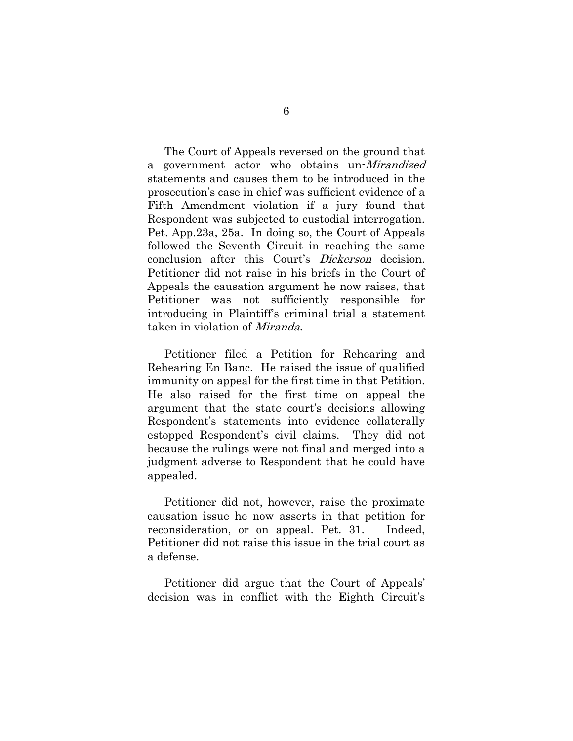The Court of Appeals reversed on the ground that a government actor who obtains un-*Mirandized* statements and causes them to be introduced in the prosecution's case in chief was sufficient evidence of a Fifth Amendment violation if a jury found that Respondent was subjected to custodial interrogation. Pet. App.23a, 25a. In doing so, the Court of Appeals followed the Seventh Circuit in reaching the same conclusion after this Court's *Dickerson* decision. Petitioner did not raise in his briefs in the Court of Appeals the causation argument he now raises, that Petitioner was not sufficiently responsible for introducing in Plaintiff's criminal trial a statement taken in violation of *Miranda*.

Petitioner filed a Petition for Rehearing and Rehearing En Banc. He raised the issue of qualified immunity on appeal for the first time in that Petition. He also raised for the first time on appeal the argument that the state court's decisions allowing Respondent's statements into evidence collaterally estopped Respondent's civil claims. They did not because the rulings were not final and merged into a judgment adverse to Respondent that he could have appealed.

Petitioner did not, however, raise the proximate causation issue he now asserts in that petition for reconsideration, or on appeal. Pet. 31. Indeed, Petitioner did not raise this issue in the trial court as a defense.

Petitioner did argue that the Court of Appeals' decision was in conflict with the Eighth Circuit's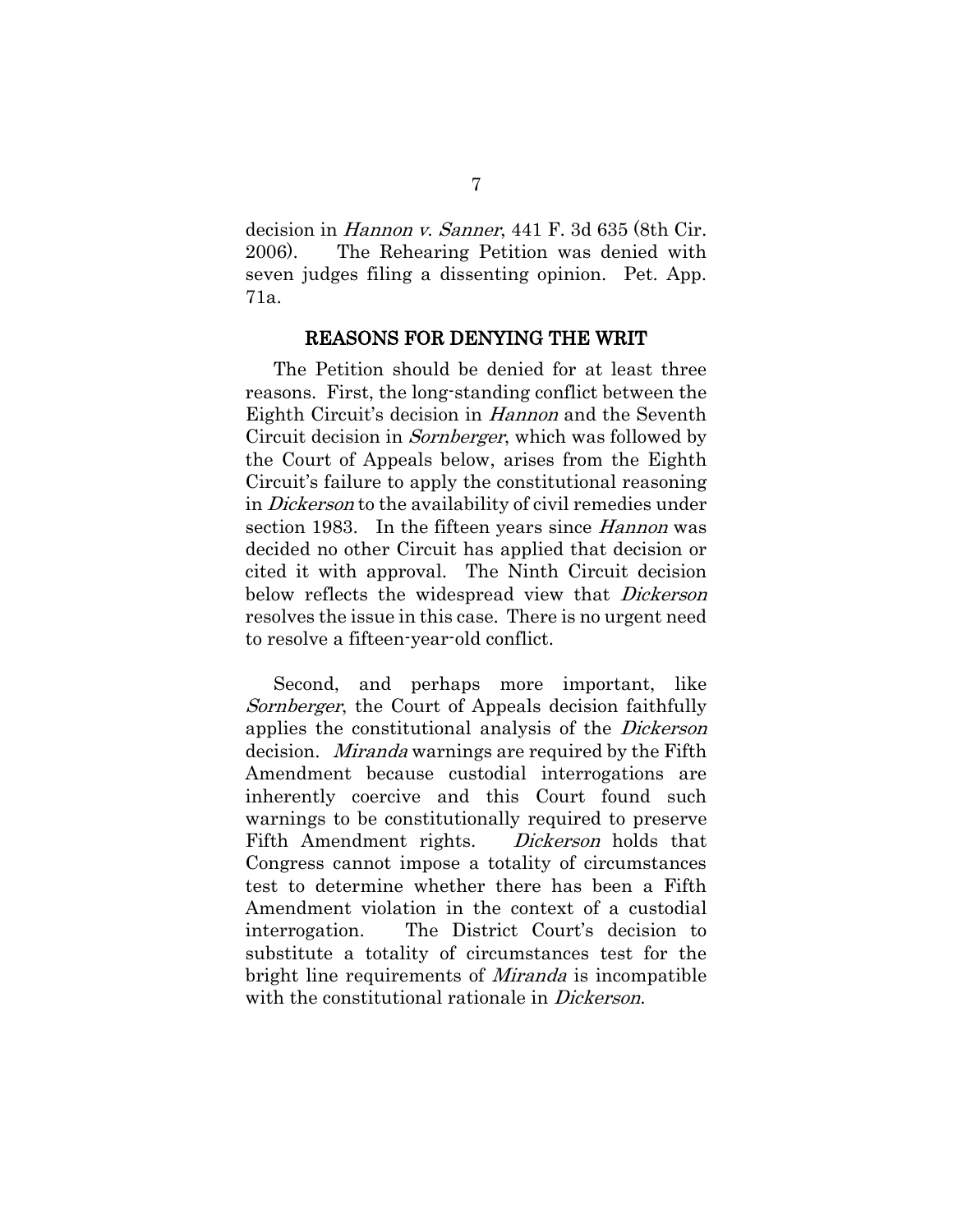decision in *Hannon v. Sanner*, 441 F. 3d 635 (8th Cir. 2006). The Rehearing Petition was denied with seven judges filing a dissenting opinion. Pet. App. 71a.

## REASONS FOR DENYING THE WRIT

The Petition should be denied for at least three reasons. First, the long-standing conflict between the Eighth Circuit's decision in *Hannon* and the Seventh Circuit decision in *Sornberger*, which was followed by the Court of Appeals below, arises from the Eighth Circuit's failure to apply the constitutional reasoning in *Dickerson* to the availability of civil remedies under section 1983. In the fifteen years since *Hannon* was decided no other Circuit has applied that decision or cited it with approval. The Ninth Circuit decision below reflects the widespread view that *Dickerson* resolves the issue in this case. There is no urgent need to resolve a fifteen-year-old conflict.

Second, and perhaps more important, like *Sornberger*, the Court of Appeals decision faithfully applies the constitutional analysis of the *Dickerson* decision. *Miranda* warnings are required by the Fifth Amendment because custodial interrogations are inherently coercive and this Court found such warnings to be constitutionally required to preserve Fifth Amendment rights. *Dickerson* holds that Congress cannot impose a totality of circumstances test to determine whether there has been a Fifth Amendment violation in the context of a custodial interrogation. The District Court's decision to substitute a totality of circumstances test for the bright line requirements of *Miranda* is incompatible with the constitutional rationale in *Dickerson*.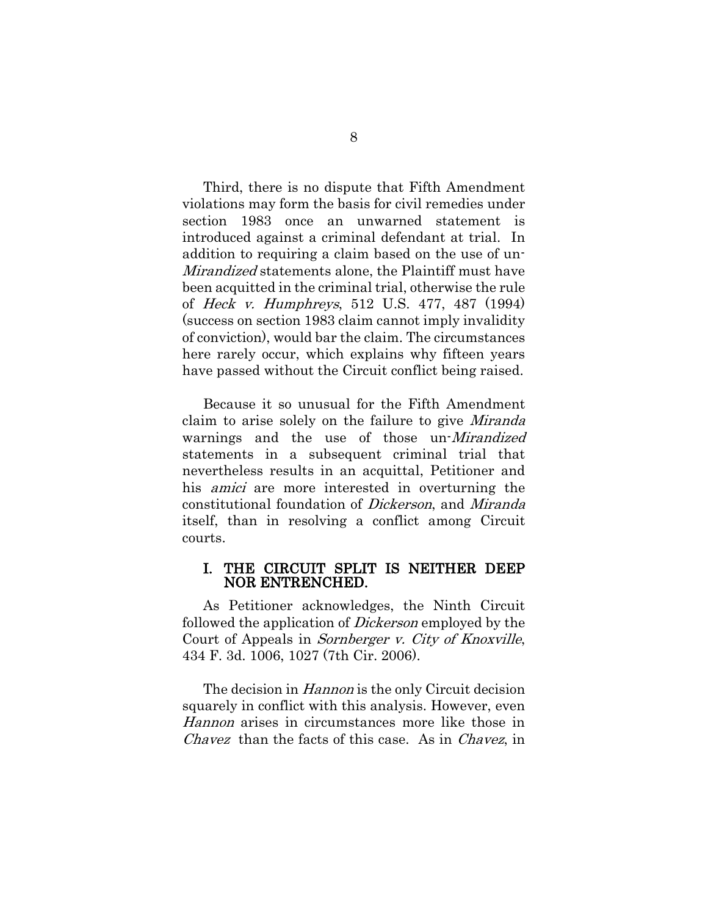Third, there is no dispute that Fifth Amendment violations may form the basis for civil remedies under section 1983 once an unwarned statement is introduced against a criminal defendant at trial. In addition to requiring a claim based on the use of un-*Mirandized* statements alone, the Plaintiff must have been acquitted in the criminal trial, otherwise the rule of *Heck v. Humphreys*, 512 U.S. 477, 487 (1994) (success on section 1983 claim cannot imply invalidity of conviction), would bar the claim. The circumstances here rarely occur, which explains why fifteen years have passed without the Circuit conflict being raised.

Because it so unusual for the Fifth Amendment claim to arise solely on the failure to give *Miranda* warnings and the use of those un-*Mirandized* statements in a subsequent criminal trial that nevertheless results in an acquittal, Petitioner and his *amici* are more interested in overturning the constitutional foundation of *Dickerson*, and *Miranda* itself, than in resolving a conflict among Circuit courts.

## I. THE CIRCUIT SPLIT IS NEITHER DEEP NOR ENTRENCHED.

As Petitioner acknowledges, the Ninth Circuit followed the application of *Dickerson* employed by the Court of Appeals in *Sornberger v. City of Knoxville*, 434 F. 3d. 1006, 1027 (7th Cir. 2006).

The decision in *Hannon* is the only Circuit decision squarely in conflict with this analysis. However, even *Hannon* arises in circumstances more like those in *Chavez* than the facts of this case. As in *Chavez*, in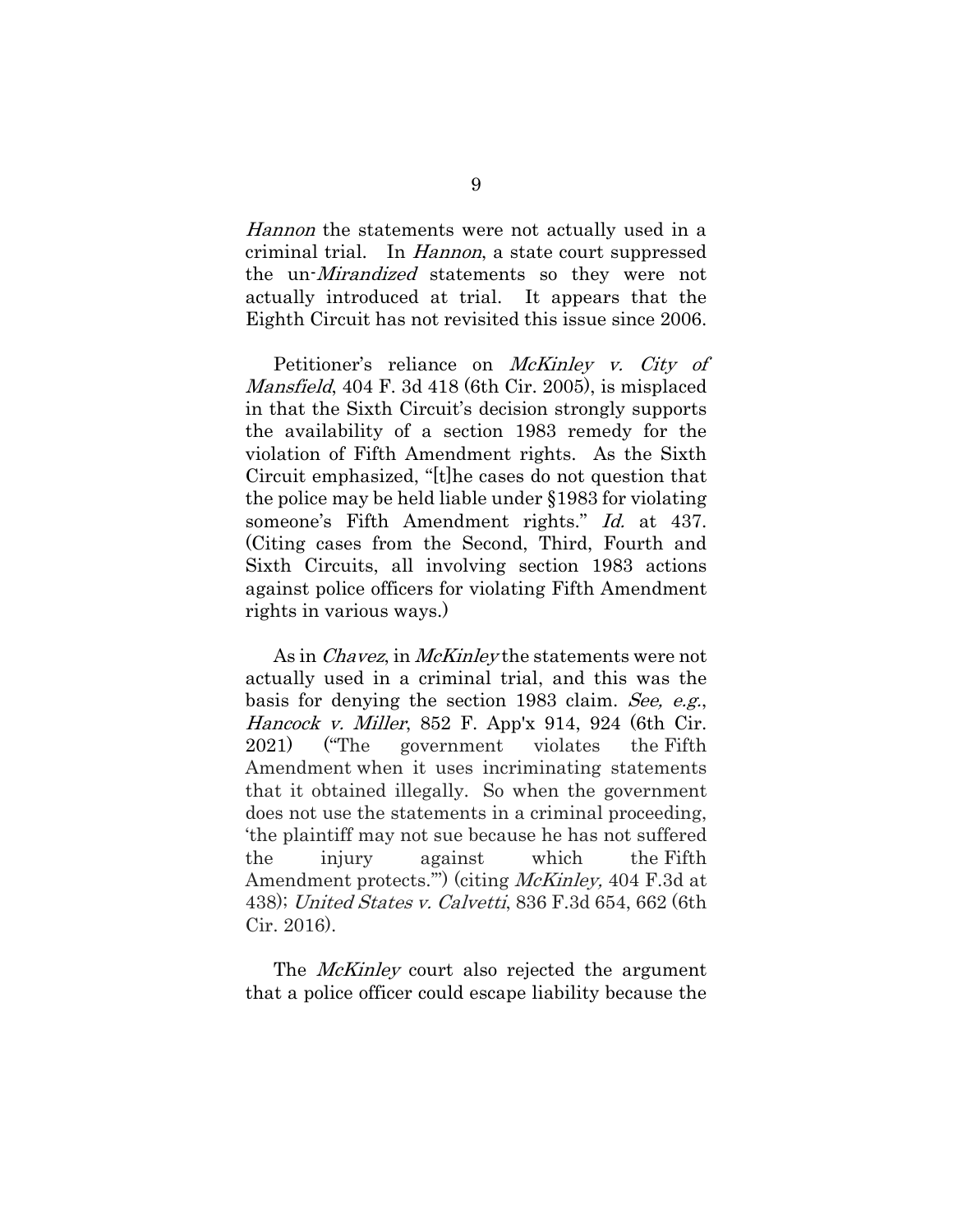*Hannon* the statements were not actually used in a criminal trial. In *Hannon*, a state court suppressed the un-*Mirandized* statements so they were not actually introduced at trial. It appears that the Eighth Circuit has not revisited this issue since 2006.

Petitioner's reliance on *McKinley v. City of Mansfield*, 404 F. 3d 418 (6th Cir. 2005), is misplaced in that the Sixth Circuit's decision strongly supports the availability of a section 1983 remedy for the violation of Fifth Amendment rights. As the Sixth Circuit emphasized, "[t]he cases do not question that the police may be held liable under §1983 for violating someone's Fifth Amendment rights." *Id.* at 437. (Citing cases from the Second, Third, Fourth and Sixth Circuits, all involving section 1983 actions against police officers for violating Fifth Amendment rights in various ways.)

As in *Chavez*, in *McKinley* the statements were not actually used in a criminal trial, and this was the basis for denying the section 1983 claim. *See, e.g.*, *Hancock v. Miller*, 852 F. App'x 914, 924 (6th Cir. 2021) ("The government violates the Fifth Amendment when it uses incriminating statements that it obtained illegally. So when the government does not use the statements in a criminal proceeding, 'the plaintiff may not sue because he has not suffered the injury against which the Fifth Amendment protects.'") (citing *McKinley,* 404 F.3d at 438); *United States v. Calvetti*, 836 F.3d 654, 662 (6th Cir. 2016).

The *McKinley* court also rejected the argument that a police officer could escape liability because the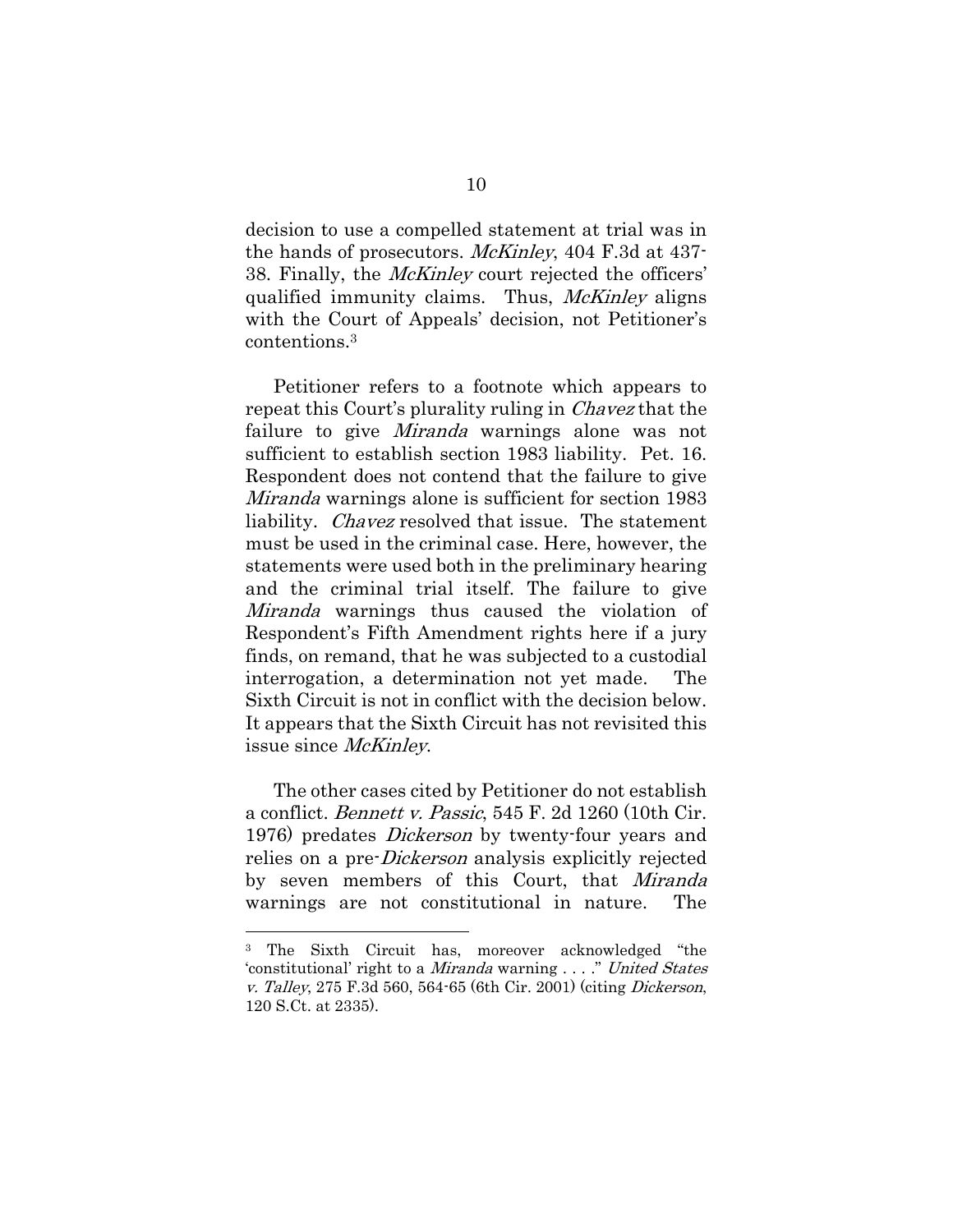decision to use a compelled statement at trial was in the hands of prosecutors. *McKinley*, 404 F.3d at 437-38. Finally, the *McKinley* court rejected the officers' qualified immunity claims. Thus, *McKinley* aligns with the Court of Appeals' decision, not Petitioner's contentions.[3]

Petitioner refers to a footnote which appears to repeat this Court's plurality ruling in *Chavez* that the failure to give *Miranda* warnings alone was not sufficient to establish section 1983 liability. Pet. 16. Respondent does not contend that the failure to give *Miranda* warnings alone is sufficient for section 1983 liability. *Chavez* resolved that issue. The statement must be used in the criminal case. Here, however, the statements were used both in the preliminary hearing and the criminal trial itself. The failure to give *Miranda* warnings thus caused the violation of Respondent's Fifth Amendment rights here if a jury finds, on remand, that he was subjected to a custodial interrogation, a determination not yet made. The Sixth Circuit is not in conflict with the decision below. It appears that the Sixth Circuit has not revisited this issue since *McKinley*.

The other cases cited by Petitioner do not establish a conflict. *Bennett v. Passic*, 545 F. 2d 1260 (10th Cir. 1976) predates *Dickerson* by twenty-four years and relies on a pre-*Dickerson* analysis explicitly rejected by seven members of this Court, that *Miranda* warnings are not constitutional in nature. The

---

[3] The Sixth Circuit has, moreover acknowledged "the 'constitutional' right to a *Miranda* warning . . . ." *United States v. Talley*, 275 F.3d 560, 564-65 (6th Cir. 2001) (citing *Dickerson*, 120 S.Ct. at 2335).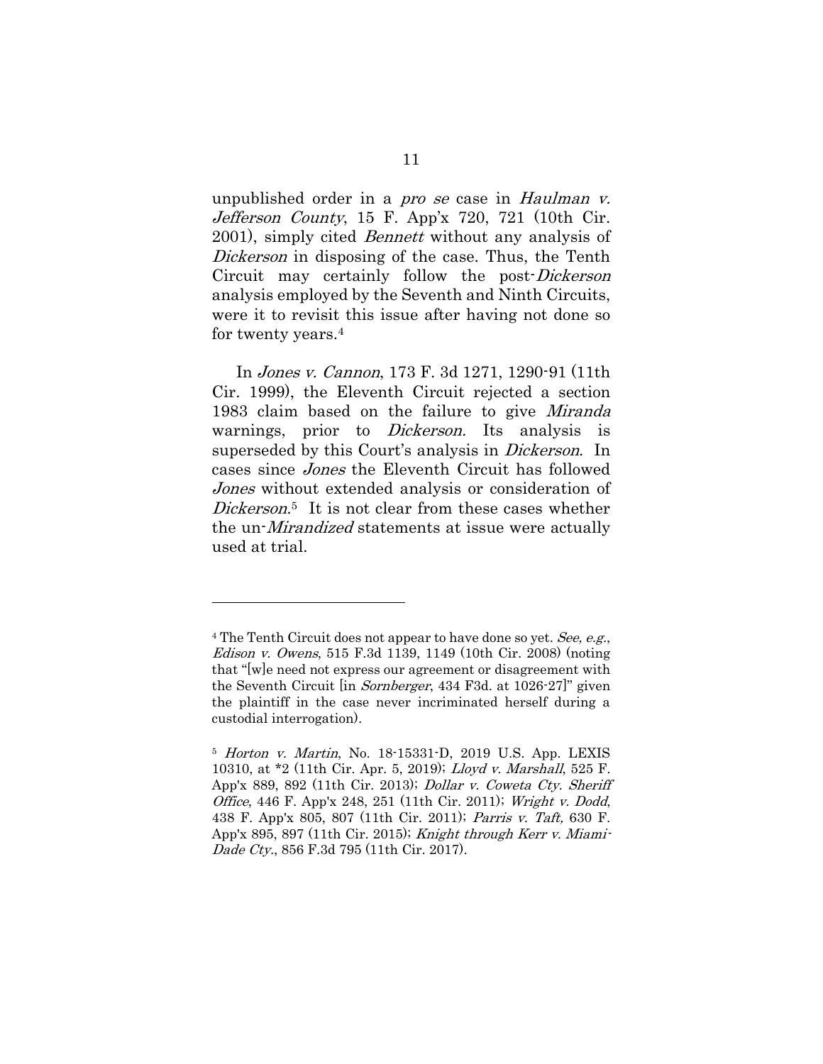unpublished order in a *pro se* case in *Haulman v. Jefferson County*, 15 F. App'x 720, 721 (10th Cir. 2001), simply cited *Bennett* without any analysis of *Dickerson* in disposing of the case. Thus, the Tenth Circuit may certainly follow the post-*Dickerson* analysis employed by the Seventh and Ninth Circuits, were it to revisit this issue after having not done so for twenty years.[4]

In *Jones v. Cannon*, 173 F. 3d 1271, 1290-91 (11th Cir. 1999), the Eleventh Circuit rejected a section 1983 claim based on the failure to give *Miranda* warnings, prior to *Dickerson.* Its analysis is superseded by this Court's analysis in *Dickerson*. In cases since *Jones* the Eleventh Circuit has followed *Jones* without extended analysis or consideration of *Dickerson*.[5] It is not clear from these cases whether the un-*Mirandized* statements at issue were actually used at trial.

---

[4] The Tenth Circuit does not appear to have done so yet. *See, e.g.*, *Edison v. Owens*, 515 F.3d 1139, 1149 (10th Cir. 2008) (noting that "[w]e need not express our agreement or disagreement with the Seventh Circuit [in *Sornberger*, 434 F3d. at 1026-27]" given the plaintiff in the case never incriminated herself during a custodial interrogation).

[5] *Horton v. Martin*, No. 18-15331-D, 2019 U.S. App. LEXIS 10310, at \*2 (11th Cir. Apr. 5, 2019); *Lloyd v. Marshall*, 525 F. App'x 889, 892 (11th Cir. 2013); *Dollar v. Coweta Cty. Sheriff Office*, 446 F. App'x 248, 251 (11th Cir. 2011); *Wright v. Dodd*, 438 F. App'x 805, 807 (11th Cir. 2011); *Parris v. Taft,* 630 F. App'x 895, 897 (11th Cir. 2015); *Knight through Kerr v. Miami-Dade Cty.*, 856 F.3d 795 (11th Cir. 2017).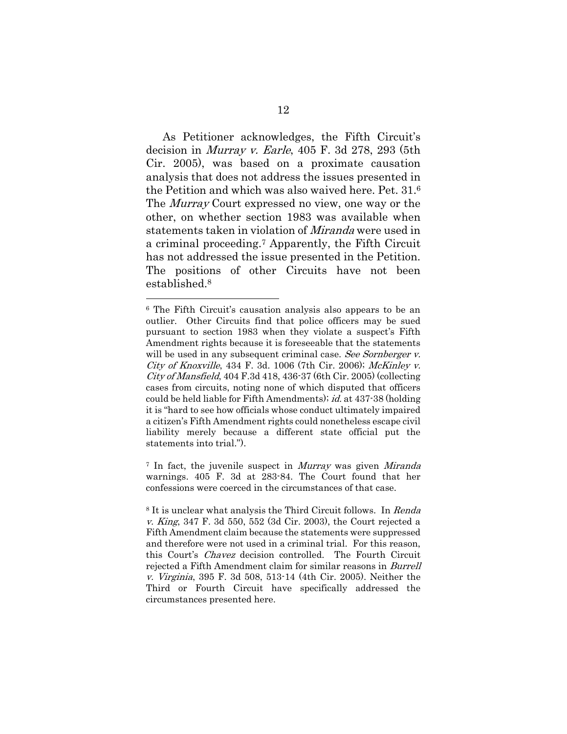As Petitioner acknowledges, the Fifth Circuit's decision in *Murray v. Earle*, 405 F. 3d 278, 293 (5th Cir. 2005), was based on a proximate causation analysis that does not address the issues presented in the Petition and which was also waived here. Pet. 31.[6] The *Murray* Court expressed no view, one way or the other, on whether section 1983 was available when statements taken in violation of *Miranda* were used in a criminal proceeding.[7] Apparently, the Fifth Circuit has not addressed the issue presented in the Petition. The positions of other Circuits have not been established.[8]

---

[6] The Fifth Circuit's causation analysis also appears to be an outlier. Other Circuits find that police officers may be sued pursuant to section 1983 when they violate a suspect's Fifth Amendment rights because it is foreseeable that the statements will be used in any subsequent criminal case. *See Sornberger v. City of Knoxville*, 434 F. 3d. 1006 (7th Cir. 2006); *McKinley v. City of Mansfield*, 404 F.3d 418, 436-37 (6th Cir. 2005) (collecting cases from circuits, noting none of which disputed that officers could be held liable for Fifth Amendments); *id.* at 437-38 (holding it is "hard to see how officials whose conduct ultimately impaired a citizen's Fifth Amendment rights could nonetheless escape civil liability merely because a different state official put the statements into trial.").

[7] In fact, the juvenile suspect in *Murray* was given *Miranda* warnings. 405 F. 3d at 283-84. The Court found that her confessions were coerced in the circumstances of that case.

[8] It is unclear what analysis the Third Circuit follows. In *Renda v. King*, 347 F. 3d 550, 552 (3d Cir. 2003), the Court rejected a Fifth Amendment claim because the statements were suppressed and therefore were not used in a criminal trial. For this reason, this Court's *Chavez* decision controlled. The Fourth Circuit rejected a Fifth Amendment claim for similar reasons in *Burrell v. Virginia*, 395 F. 3d 508, 513-14 (4th Cir. 2005). Neither the Third or Fourth Circuit have specifically addressed the circumstances presented here.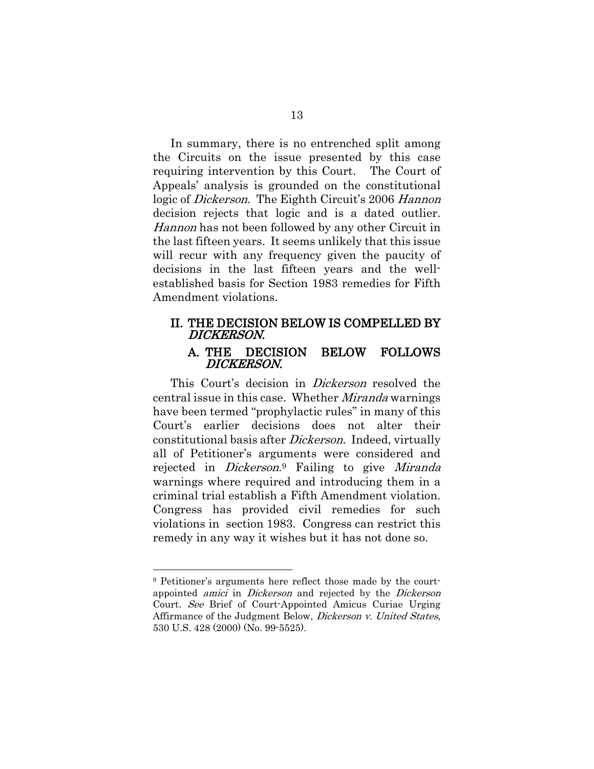In summary, there is no entrenched split among the Circuits on the issue presented by this case requiring intervention by this Court. The Court of Appeals' analysis is grounded on the constitutional logic of *Dickerson*. The Eighth Circuit's 2006 *Hannon* decision rejects that logic and is a dated outlier. *Hannon* has not been followed by any other Circuit in the last fifteen years. It seems unlikely that this issue will recur with any frequency given the paucity of decisions in the last fifteen years and the well-established basis for Section 1983 remedies for Fifth Amendment violations.

## II. THE DECISION BELOW IS COMPELLED BY *DICKERSON*.

### A. THE DECISION BELOW FOLLOWS *DICKERSON*.

This Court's decision in *Dickerson* resolved the central issue in this case. Whether *Miranda* warnings have been termed "prophylactic rules" in many of this Court's earlier decisions does not alter their constitutional basis after *Dickerson.* Indeed, virtually all of Petitioner's arguments were considered and rejected in *Dickerson*.[9] Failing to give *Miranda* warnings where required and introducing them in a criminal trial establish a Fifth Amendment violation. Congress has provided civil remedies for such violations in section 1983. Congress can restrict this remedy in any way it wishes but it has not done so.

---

[9] Petitioner's arguments here reflect those made by the court-appointed *amici* in *Dickerson* and rejected by the *Dickerson* Court. *See* Brief of Court-Appointed Amicus Curiae Urging Affirmance of the Judgment Below, *Dickerson v. United States*, 530 U.S. 428 (2000) (No. 99-5525).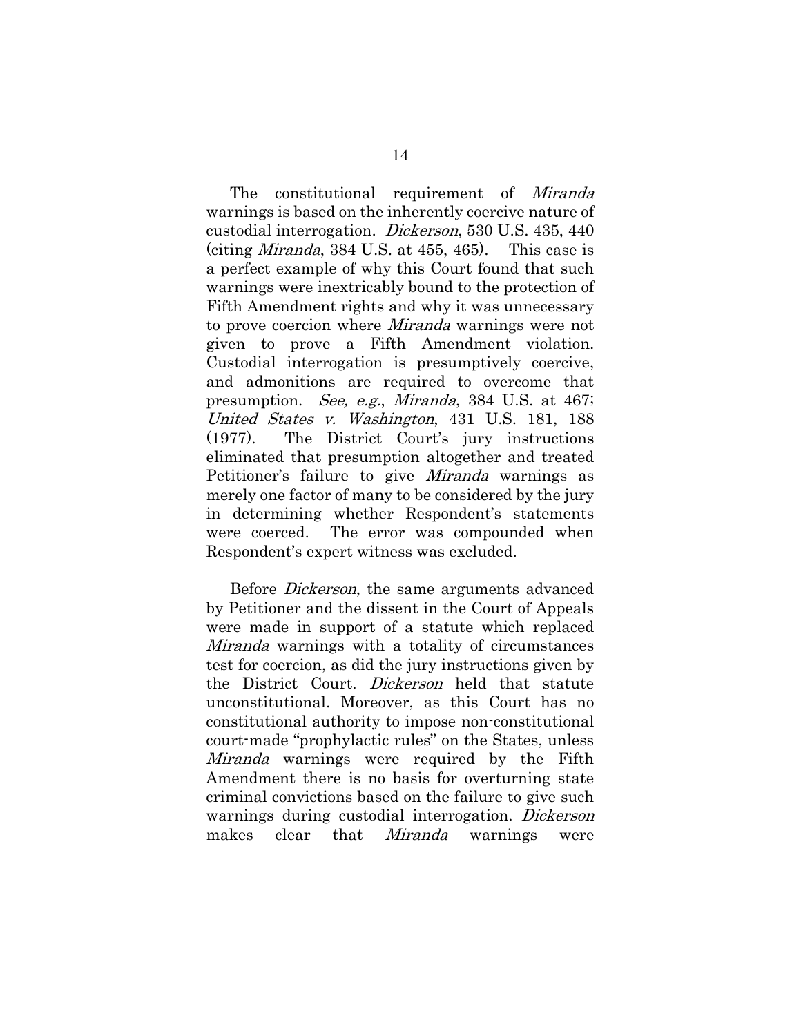The constitutional requirement of *Miranda* warnings is based on the inherently coercive nature of custodial interrogation. *Dickerson*, 530 U.S. 435, 440 (citing *Miranda*, 384 U.S. at 455, 465). This case is a perfect example of why this Court found that such warnings were inextricably bound to the protection of Fifth Amendment rights and why it was unnecessary to prove coercion where *Miranda* warnings were not given to prove a Fifth Amendment violation. Custodial interrogation is presumptively coercive, and admonitions are required to overcome that presumption. *See, e.g.*, *Miranda*, 384 U.S. at 467; *United States v. Washington*, 431 U.S. 181, 188 (1977). The District Court's jury instructions eliminated that presumption altogether and treated Petitioner's failure to give *Miranda* warnings as merely one factor of many to be considered by the jury in determining whether Respondent's statements were coerced. The error was compounded when Respondent's expert witness was excluded.

Before *Dickerson*, the same arguments advanced by Petitioner and the dissent in the Court of Appeals were made in support of a statute which replaced *Miranda* warnings with a totality of circumstances test for coercion, as did the jury instructions given by the District Court. *Dickerson* held that statute unconstitutional. Moreover, as this Court has no constitutional authority to impose non-constitutional court-made "prophylactic rules" on the States, unless *Miranda* warnings were required by the Fifth Amendment there is no basis for overturning state criminal convictions based on the failure to give such warnings during custodial interrogation. *Dickerson* makes clear that *Miranda* warnings were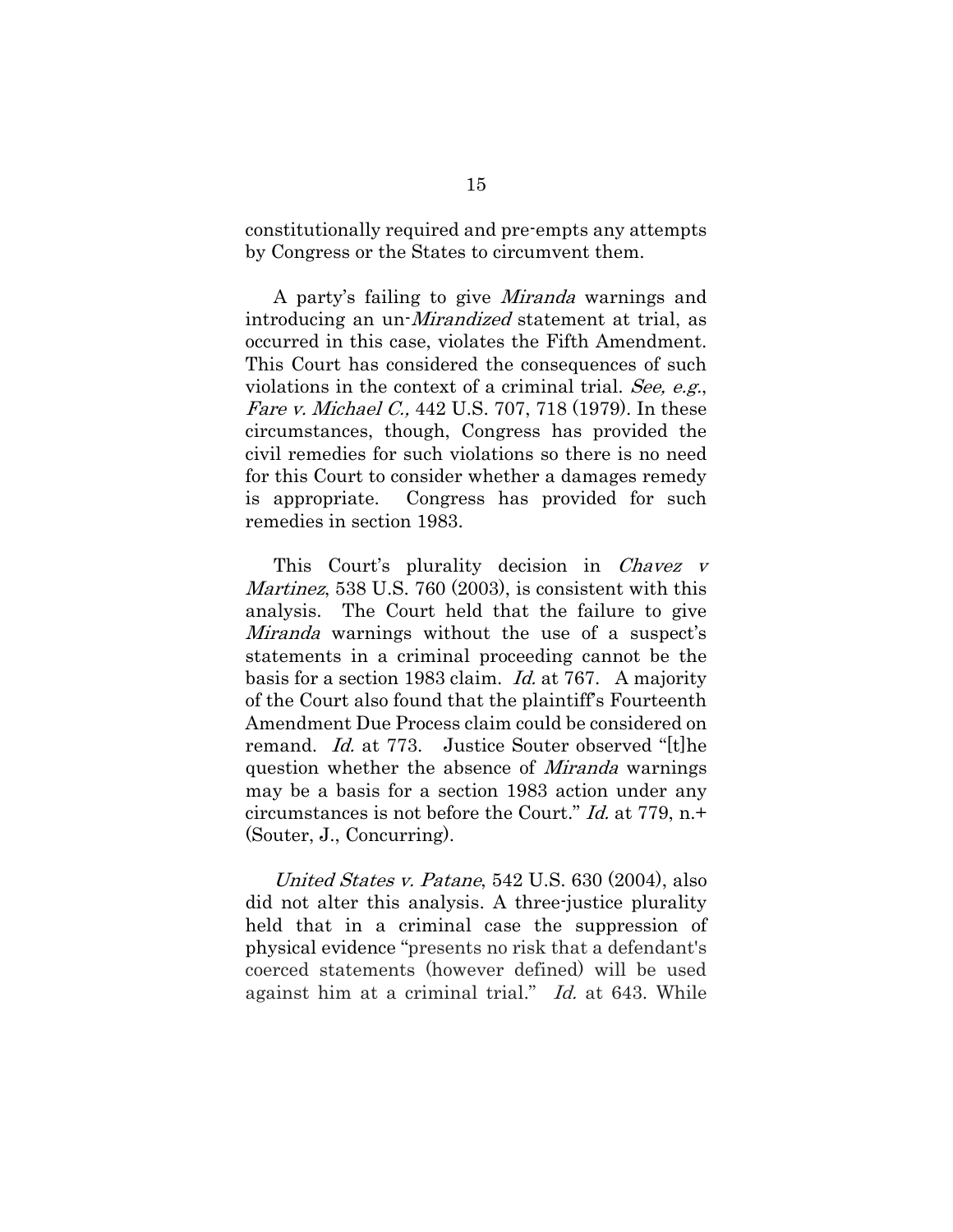constitutionally required and pre-empts any attempts by Congress or the States to circumvent them.

A party's failing to give *Miranda* warnings and introducing an un-*Mirandized* statement at trial, as occurred in this case, violates the Fifth Amendment. This Court has considered the consequences of such violations in the context of a criminal trial. *See, e.g.*, *Fare v. Michael C.,* 442 U.S. 707, 718 (1979). In these circumstances, though, Congress has provided the civil remedies for such violations so there is no need for this Court to consider whether a damages remedy is appropriate. Congress has provided for such remedies in section 1983.

This Court's plurality decision in *Chavez v Martinez*, 538 U.S. 760 (2003), is consistent with this analysis. The Court held that the failure to give *Miranda* warnings without the use of a suspect's statements in a criminal proceeding cannot be the basis for a section 1983 claim. *Id.* at 767. A majority of the Court also found that the plaintiff's Fourteenth Amendment Due Process claim could be considered on remand. *Id.* at 773. Justice Souter observed "[t]he question whether the absence of *Miranda* warnings may be a basis for a section 1983 action under any circumstances is not before the Court." *Id.* at 779, n.+ (Souter, J., Concurring).

*United States v. Patane*, 542 U.S. 630 (2004), also did not alter this analysis. A three-justice plurality held that in a criminal case the suppression of physical evidence "presents no risk that a defendant's coerced statements (however defined) will be used against him at a criminal trial." *Id.* at 643. While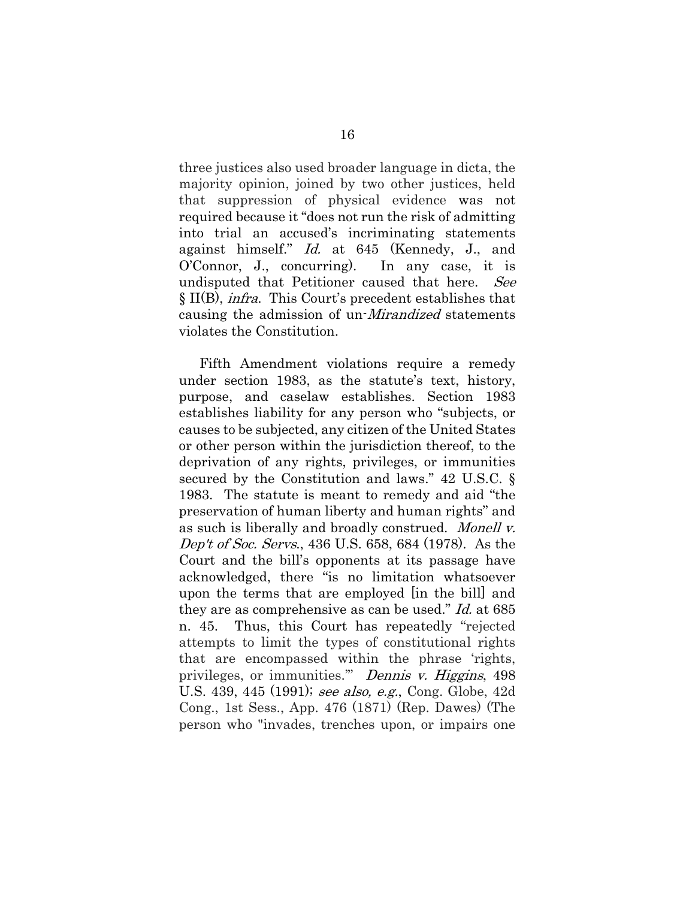three justices also used broader language in dicta, the majority opinion, joined by two other justices, held that suppression of physical evidence was not required because it "does not run the risk of admitting into trial an accused's incriminating statements against himself." *Id.* at 645 (Kennedy, J., and O'Connor, J., concurring). In any case, it is undisputed that Petitioner caused that here. *See* § II(B), *infra*. This Court's precedent establishes that causing the admission of un-*Mirandized* statements violates the Constitution.

Fifth Amendment violations require a remedy under section 1983, as the statute's text, history, purpose, and caselaw establishes. Section 1983 establishes liability for any person who "subjects, or causes to be subjected, any citizen of the United States or other person within the jurisdiction thereof, to the deprivation of any rights, privileges, or immunities secured by the Constitution and laws." 42 U.S.C. § 1983. The statute is meant to remedy and aid "the preservation of human liberty and human rights" and as such is liberally and broadly construed. *Monell v. Dep't of Soc. Servs.*, 436 U.S. 658, 684 (1978). As the Court and the bill's opponents at its passage have acknowledged, there "is no limitation whatsoever upon the terms that are employed [in the bill] and they are as comprehensive as can be used." *Id.* at 685 n. 45. Thus, this Court has repeatedly "rejected attempts to limit the types of constitutional rights that are encompassed within the phrase 'rights, privileges, or immunities.'" *Dennis v. Higgins*, 498 U.S. 439, 445 (1991); *see also, e.g.*, Cong. Globe, 42d Cong., 1st Sess., App. 476 (1871) (Rep. Dawes) (The person who "invades, trenches upon, or impairs one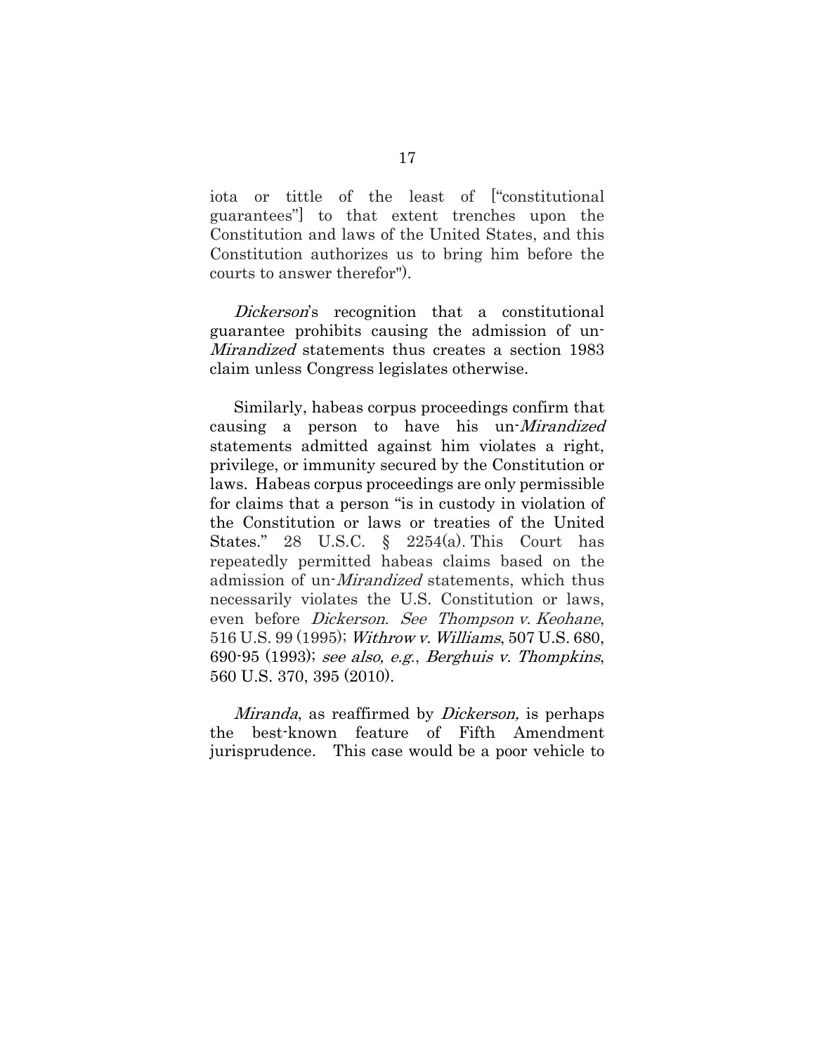iota or tittle of the least of ["constitutional guarantees"] to that extent trenches upon the Constitution and laws of the United States, and this Constitution authorizes us to bring him before the courts to answer therefor").

*Dickerson*'s recognition that a constitutional guarantee prohibits causing the admission of un-*Mirandized* statements thus creates a section 1983 claim unless Congress legislates otherwise.

Similarly, habeas corpus proceedings confirm that causing a person to have his un-*Mirandized* statements admitted against him violates a right, privilege, or immunity secured by the Constitution or laws. Habeas corpus proceedings are only permissible for claims that a person "is in custody in violation of the Constitution or laws or treaties of the United States." 28 U.S.C. § 2254(a). This Court has repeatedly permitted habeas claims based on the admission of un-*Mirandized* statements, which thus necessarily violates the U.S. Constitution or laws, even before *Dickerson*. *See Thompson v. Keohane*, 516 U.S. 99 (1995); *Withrow v. Williams*, 507 U.S. 680, 690-95 (1993); *see also, e.g.*, *Berghuis v. Thompkins*, 560 U.S. 370, 395 (2010).

*Miranda*, as reaffirmed by *Dickerson,* is perhaps the best-known feature of Fifth Amendment jurisprudence. This case would be a poor vehicle to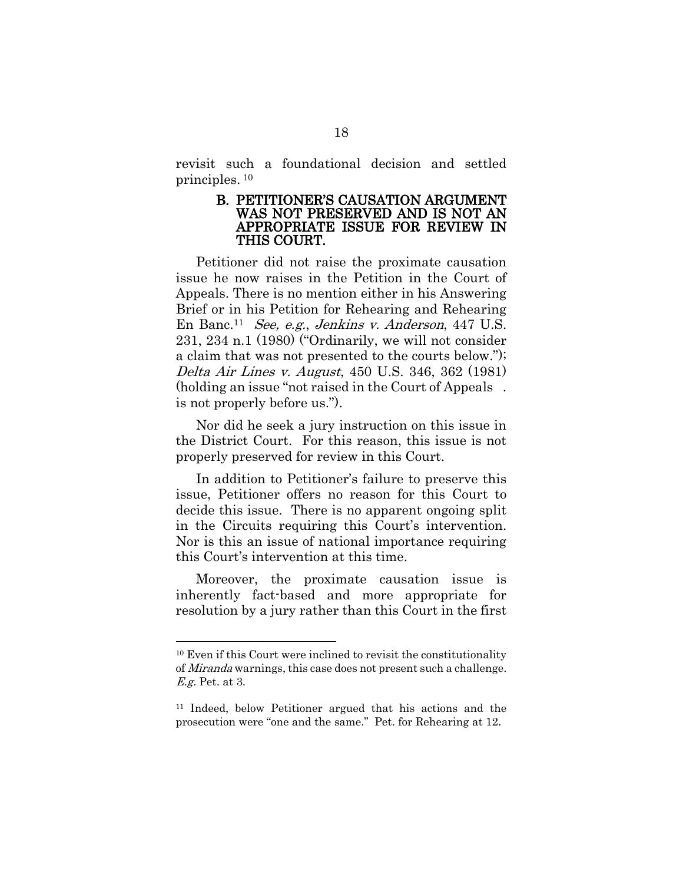revisit such a foundational decision and settled principles.[10]

### B. PETITIONER'S CAUSATION ARGUMENT WAS NOT PRESERVED AND IS NOT AN APPROPRIATE ISSUE FOR REVIEW IN THIS COURT.

Petitioner did not raise the proximate causation issue he now raises in the Petition in the Court of Appeals. There is no mention either in his Answering Brief or in his Petition for Rehearing and Rehearing En Banc.[11] *See, e.g.*, *Jenkins v. Anderson*, 447 U.S. 231, 234 n.1 (1980) ("Ordinarily, we will not consider a claim that was not presented to the courts below."); *Delta Air Lines v. August*, 450 U.S. 346, 362 (1981) (holding an issue "not raised in the Court of Appeals . is not properly before us.").

Nor did he seek a jury instruction on this issue in the District Court. For this reason, this issue is not properly preserved for review in this Court.

In addition to Petitioner's failure to preserve this issue, Petitioner offers no reason for this Court to decide this issue. There is no apparent ongoing split in the Circuits requiring this Court's intervention. Nor is this an issue of national importance requiring this Court's intervention at this time.

Moreover, the proximate causation issue is inherently fact-based and more appropriate for resolution by a jury rather than this Court in the first

---

[10] Even if this Court were inclined to revisit the constitutionality of *Miranda* warnings, this case does not present such a challenge. *E.g.* Pet. at 3.

[11] Indeed, below Petitioner argued that his actions and the prosecution were "one and the same." Pet. for Rehearing at 12.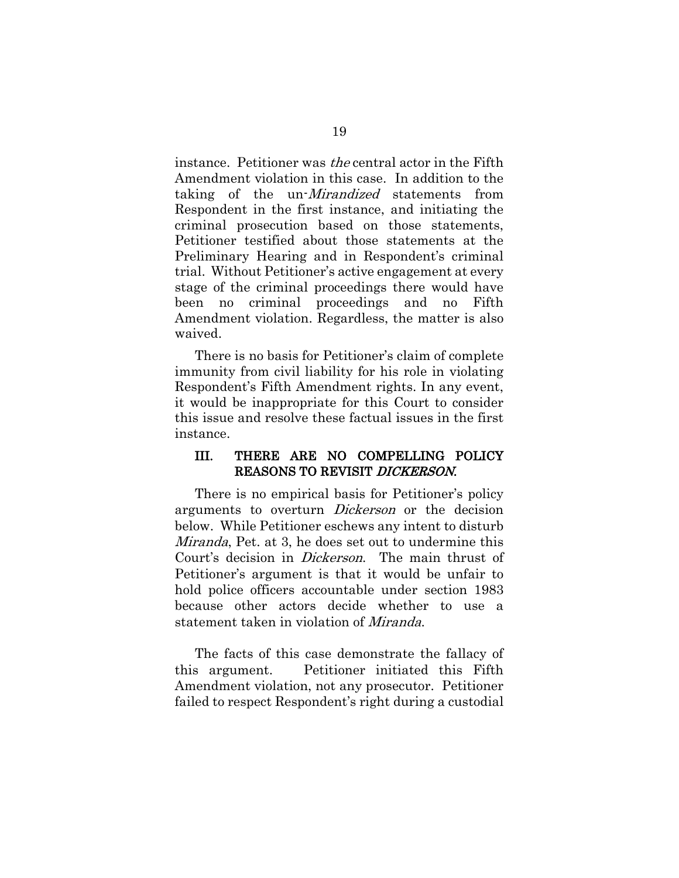instance. Petitioner was *the* central actor in the Fifth Amendment violation in this case. In addition to the taking of the un-*Mirandized* statements from Respondent in the first instance, and initiating the criminal prosecution based on those statements, Petitioner testified about those statements at the Preliminary Hearing and in Respondent's criminal trial. Without Petitioner's active engagement at every stage of the criminal proceedings there would have been no criminal proceedings and no Fifth Amendment violation. Regardless, the matter is also waived.

There is no basis for Petitioner's claim of complete immunity from civil liability for his role in violating Respondent's Fifth Amendment rights. In any event, it would be inappropriate for this Court to consider this issue and resolve these factual issues in the first instance.

### III. THERE ARE NO COMPELLING POLICY REASONS TO REVISIT *DICKERSON*.

There is no empirical basis for Petitioner's policy arguments to overturn *Dickerson* or the decision below. While Petitioner eschews any intent to disturb *Miranda*, Pet. at 3, he does set out to undermine this Court's decision in *Dickerson*. The main thrust of Petitioner's argument is that it would be unfair to hold police officers accountable under section 1983 because other actors decide whether to use a statement taken in violation of *Miranda*.

The facts of this case demonstrate the fallacy of this argument. Petitioner initiated this Fifth Amendment violation, not any prosecutor. Petitioner failed to respect Respondent's right during a custodial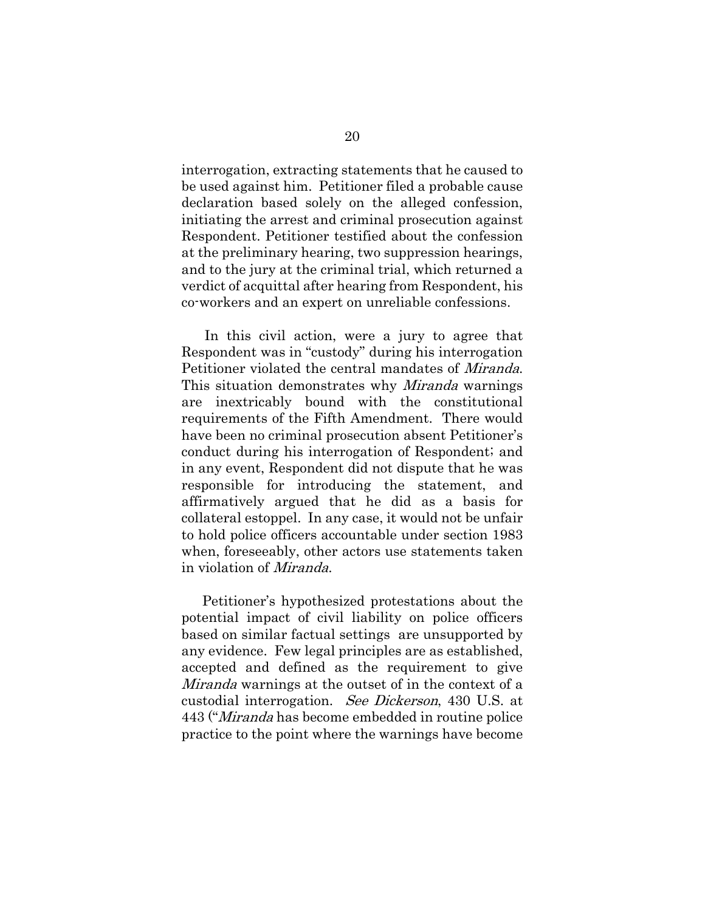interrogation, extracting statements that he caused to be used against him. Petitioner filed a probable cause declaration based solely on the alleged confession, initiating the arrest and criminal prosecution against Respondent. Petitioner testified about the confession at the preliminary hearing, two suppression hearings, and to the jury at the criminal trial, which returned a verdict of acquittal after hearing from Respondent, his co-workers and an expert on unreliable confessions.

In this civil action, were a jury to agree that Respondent was in "custody" during his interrogation Petitioner violated the central mandates of *Miranda*. This situation demonstrates why *Miranda* warnings are inextricably bound with the constitutional requirements of the Fifth Amendment. There would have been no criminal prosecution absent Petitioner's conduct during his interrogation of Respondent; and in any event, Respondent did not dispute that he was responsible for introducing the statement, and affirmatively argued that he did as a basis for collateral estoppel. In any case, it would not be unfair to hold police officers accountable under section 1983 when, foreseeably, other actors use statements taken in violation of *Miranda*.

Petitioner's hypothesized protestations about the potential impact of civil liability on police officers based on similar factual settings are unsupported by any evidence. Few legal principles are as established, accepted and defined as the requirement to give *Miranda* warnings at the outset of in the context of a custodial interrogation. *See Dickerson*, 430 U.S. at 443 ("*Miranda* has become embedded in routine police practice to the point where the warnings have become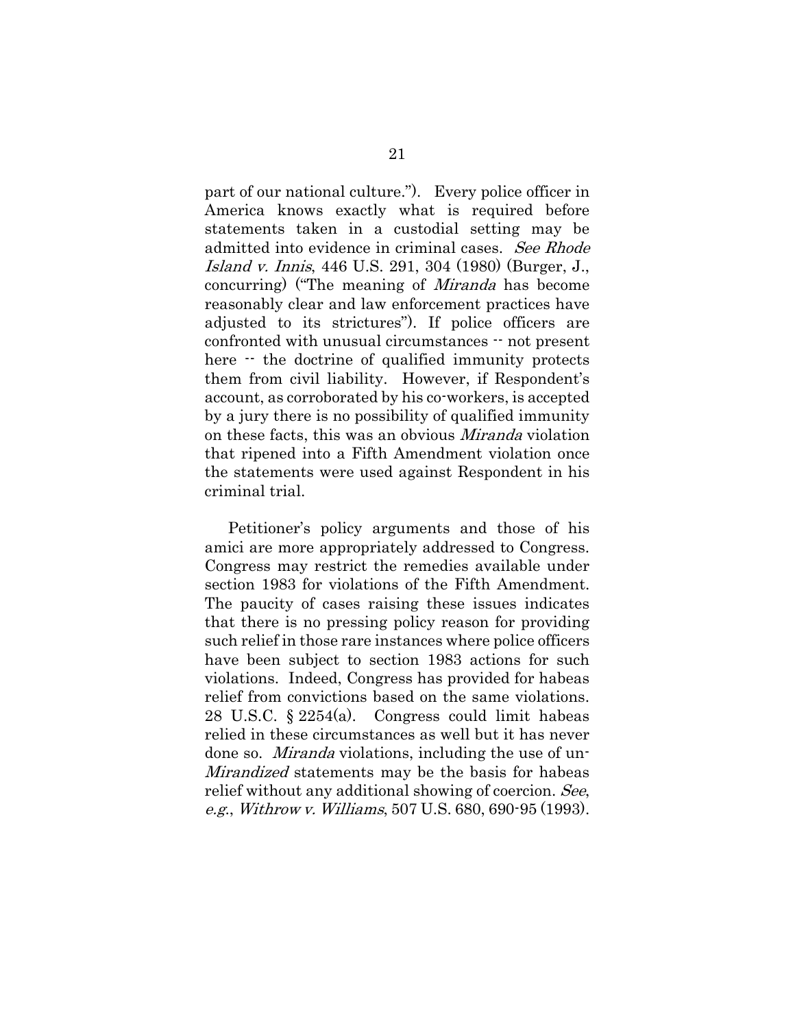part of our national culture."). Every police officer in America knows exactly what is required before statements taken in a custodial setting may be admitted into evidence in criminal cases. *See Rhode Island v. Innis*, 446 U.S. 291, 304 (1980) (Burger, J., concurring) ("The meaning of *Miranda* has become reasonably clear and law enforcement practices have adjusted to its strictures"). If police officers are confronted with unusual circumstances -- not present here -- the doctrine of qualified immunity protects them from civil liability. However, if Respondent's account, as corroborated by his co-workers, is accepted by a jury there is no possibility of qualified immunity on these facts, this was an obvious *Miranda* violation that ripened into a Fifth Amendment violation once the statements were used against Respondent in his criminal trial.

Petitioner's policy arguments and those of his amici are more appropriately addressed to Congress. Congress may restrict the remedies available under section 1983 for violations of the Fifth Amendment. The paucity of cases raising these issues indicates that there is no pressing policy reason for providing such relief in those rare instances where police officers have been subject to section 1983 actions for such violations. Indeed, Congress has provided for habeas relief from convictions based on the same violations. 28 U.S.C. § 2254(a). Congress could limit habeas relied in these circumstances as well but it has never done so. *Miranda* violations, including the use of un-*Mirandized* statements may be the basis for habeas relief without any additional showing of coercion. *See*, *e.g.*, *Withrow v. Williams*, 507 U.S. 680, 690-95 (1993).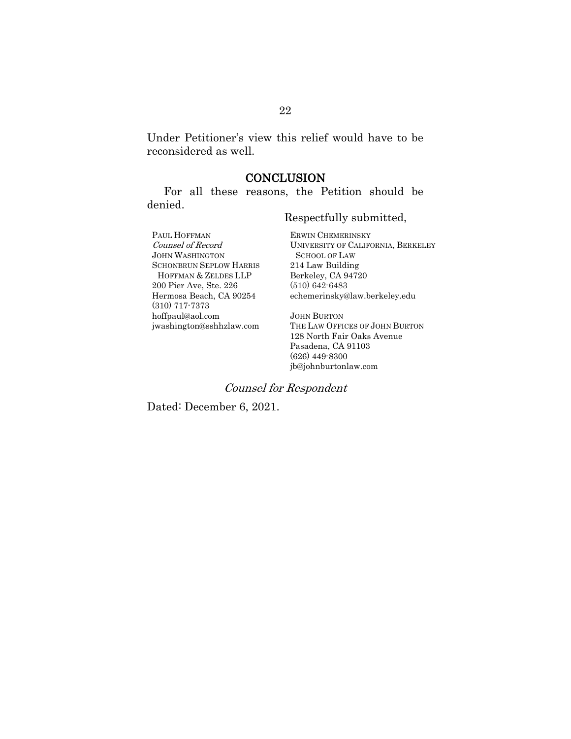Under Petitioner's view this relief would have to be reconsidered as well.

## CONCLUSION

For all these reasons, the Petition should be denied.

Respectfully submitted,

PAUL HOFFMAN
*Counsel of Record*
JOHN WASHINGTON
SCHONBRUN SEPLOW HARRIS
HOFFMAN & ZELDES LLP
200 Pier Ave, Ste. 226
Hermosa Beach, CA 90254
(310) 717-7373
hoffpaul@aol.com
jwashington@sshhzlaw.com

ERWIN CHEMERINSKY
UNIVERSITY OF CALIFORNIA, BERKELEY
SCHOOL OF LAW
214 Law Building
Berkeley, CA 94720
(510) 642-6483
echemerinsky@law.berkeley.edu

JOHN BURTON
THE LAW OFFICES OF JOHN BURTON
128 North Fair Oaks Avenue
Pasadena, CA 91103
(626) 449-8300
jb@johnburtonlaw.com

*Counsel for Respondent*

Dated: December 6, 2021.